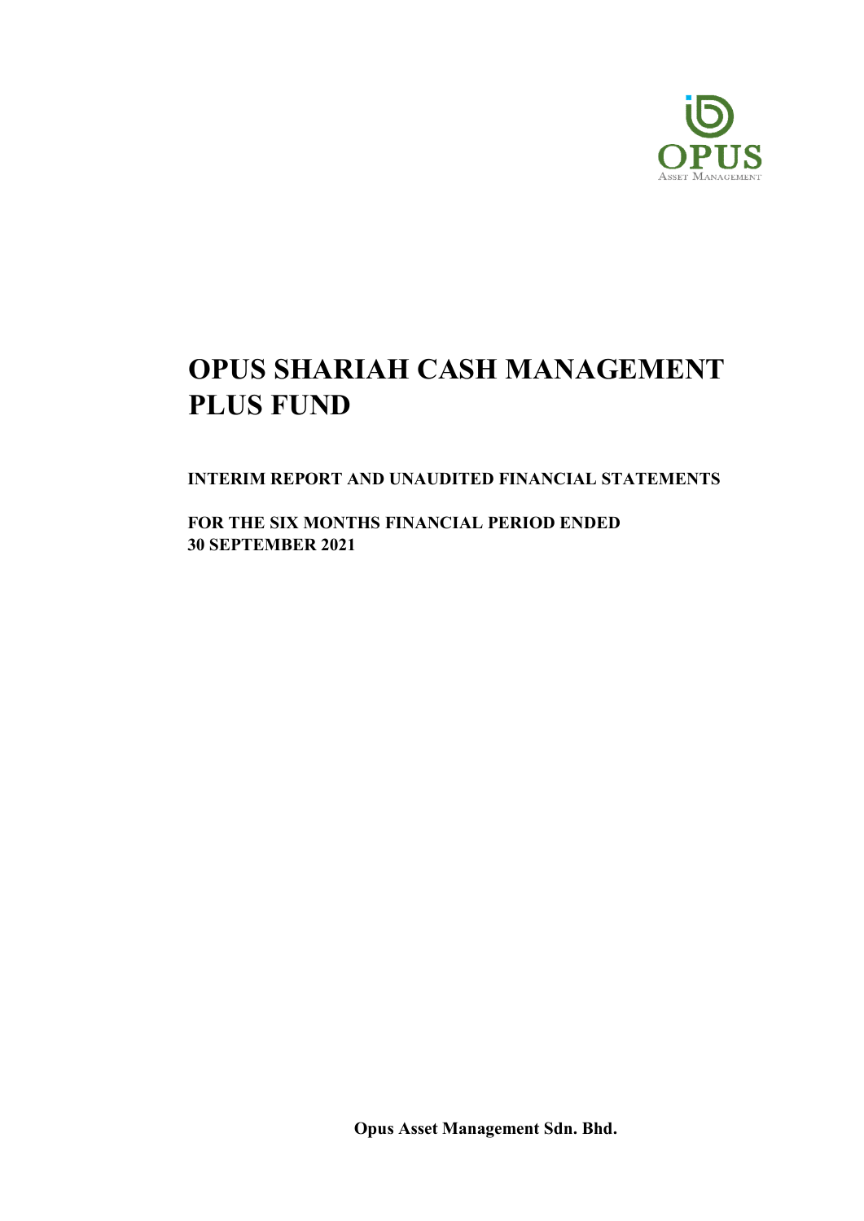OPUS
Asset Management

# OPUS SHARIAH CASH MANAGEMENT PLUS FUND

**INTERIM REPORT AND UNAUDITED FINANCIAL STATEMENTS**

**FOR THE SIX MONTHS FINANCIAL PERIOD ENDED 30 SEPTEMBER 2021**

**Opus Asset Management Sdn. Bhd.**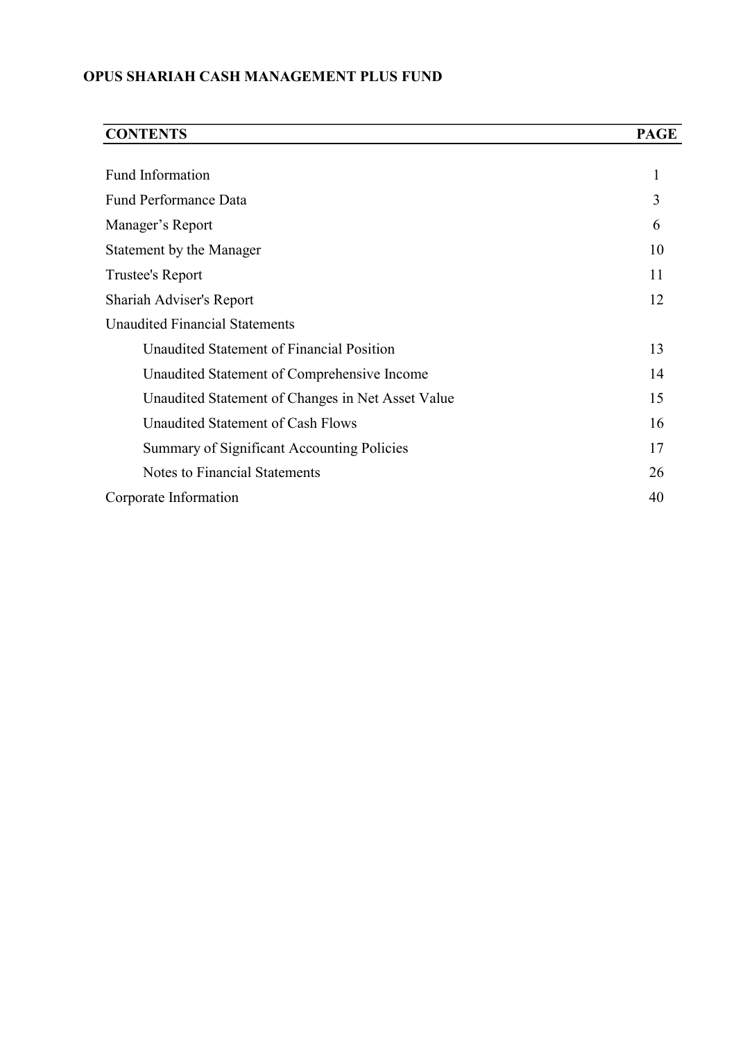**OPUS SHARIAH CASH MANAGEMENT PLUS FUND**

| CONTENTS | PAGE |
|---|---|
| Fund Information | 1 |
| Fund Performance Data | 3 |
| Manager's Report | 6 |
| Statement by the Manager | 10 |
| Trustee's Report | 11 |
| Shariah Adviser's Report | 12 |
| Unaudited Financial Statements | |
| Unaudited Statement of Financial Position | 13 |
| Unaudited Statement of Comprehensive Income | 14 |
| Unaudited Statement of Changes in Net Asset Value | 15 |
| Unaudited Statement of Cash Flows | 16 |
| Summary of Significant Accounting Policies | 17 |
| Notes to Financial Statements | 26 |
| Corporate Information | 40 |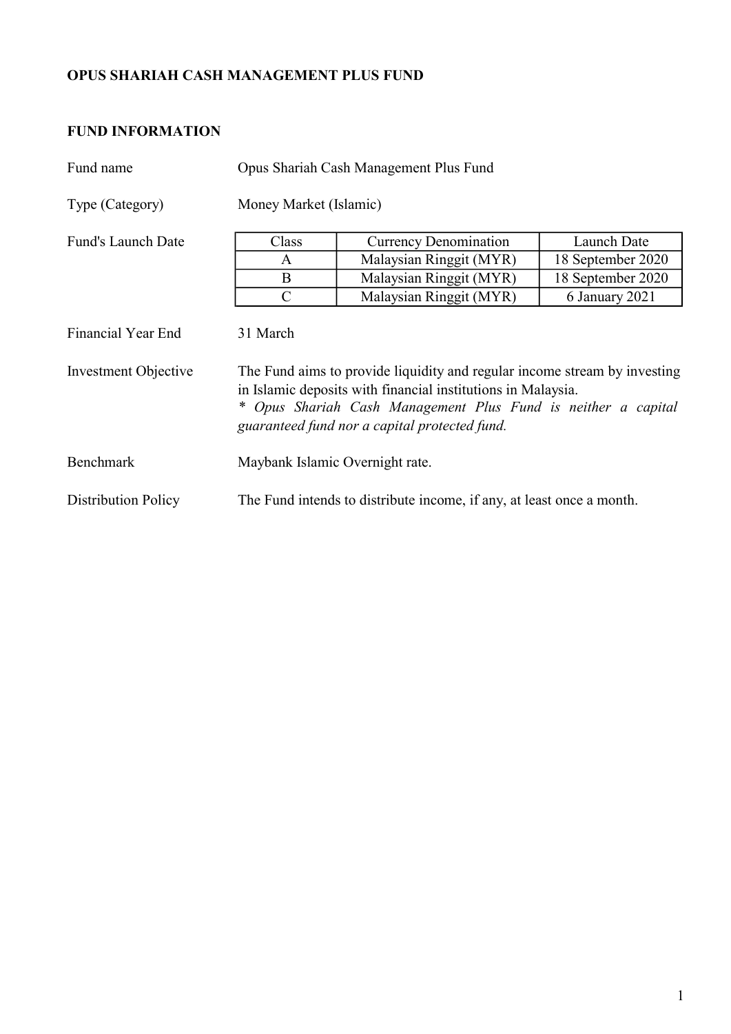# OPUS SHARIAH CASH MANAGEMENT PLUS FUND

## FUND INFORMATION

Fund name: Opus Shariah Cash Management Plus Fund

Type (Category): Money Market (Islamic)

Fund's Launch Date:

| Class | Currency Denomination | Launch Date |
|---|---|---|
| A | Malaysian Ringgit (MYR) | 18 September 2020 |
| B | Malaysian Ringgit (MYR) | 18 September 2020 |
| C | Malaysian Ringgit (MYR) | 6 January 2021 |

Financial Year End: 31 March

Investment Objective: The Fund aims to provide liquidity and regular income stream by investing in Islamic deposits with financial institutions in Malaysia.
*\* Opus Shariah Cash Management Plus Fund is neither a capital guaranteed fund nor a capital protected fund.*

Benchmark: Maybank Islamic Overnight rate.

Distribution Policy: The Fund intends to distribute income, if any, at least once a month.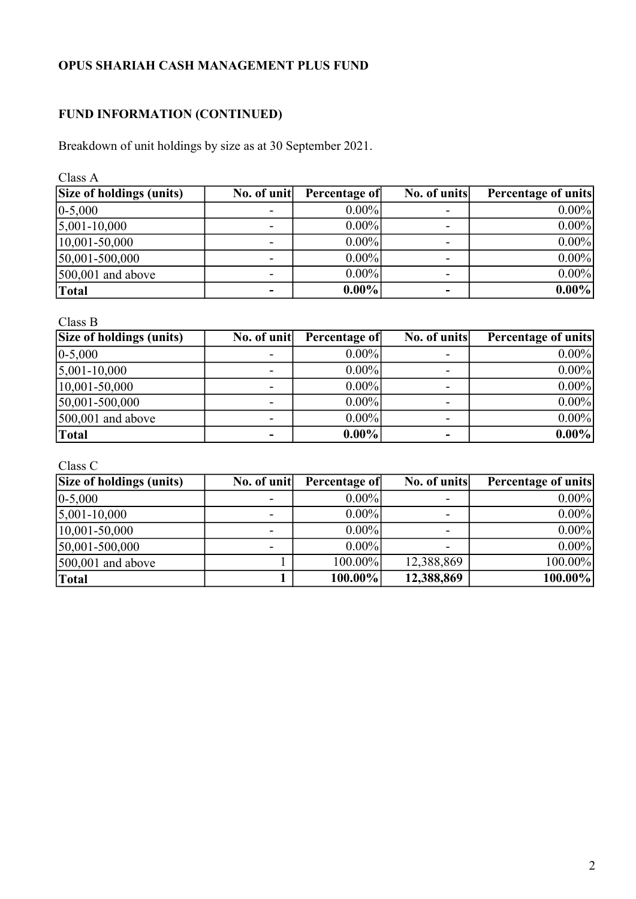**OPUS SHARIAH CASH MANAGEMENT PLUS FUND**

**FUND INFORMATION (CONTINUED)**

Breakdown of unit holdings by size as at 30 September 2021.

Class A

| Size of holdings (units) | No. of unit | Percentage of | No. of units | Percentage of units |
|---|---|---|---|---|
| 0-5,000 | - | 0.00% | - | 0.00% |
| 5,001-10,000 | - | 0.00% | - | 0.00% |
| 10,001-50,000 | - | 0.00% | - | 0.00% |
| 50,001-500,000 | - | 0.00% | - | 0.00% |
| 500,001 and above | - | 0.00% | - | 0.00% |
| **Total** | **-** | **0.00%** | **-** | **0.00%** |

Class B

| Size of holdings (units) | No. of unit | Percentage of | No. of units | Percentage of units |
|---|---|---|---|---|
| 0-5,000 | - | 0.00% | - | 0.00% |
| 5,001-10,000 | - | 0.00% | - | 0.00% |
| 10,001-50,000 | - | 0.00% | - | 0.00% |
| 50,001-500,000 | - | 0.00% | - | 0.00% |
| 500,001 and above | - | 0.00% | - | 0.00% |
| **Total** | **-** | **0.00%** | **-** | **0.00%** |

Class C

| Size of holdings (units) | No. of unit | Percentage of | No. of units | Percentage of units |
|---|---|---|---|---|
| 0-5,000 | - | 0.00% | - | 0.00% |
| 5,001-10,000 | - | 0.00% | - | 0.00% |
| 10,001-50,000 | - | 0.00% | - | 0.00% |
| 50,001-500,000 | - | 0.00% | - | 0.00% |
| 500,001 and above | 1 | 100.00% | 12,388,869 | 100.00% |
| **Total** | **1** | **100.00%** | **12,388,869** | **100.00%** |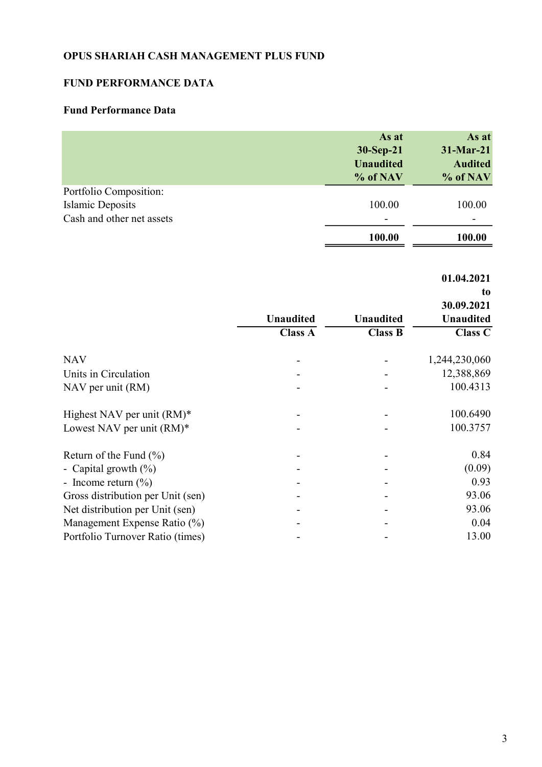**OPUS SHARIAH CASH MANAGEMENT PLUS FUND**

**FUND PERFORMANCE DATA**

**Fund Performance Data**

| | As at 30-Sep-21 Unaudited % of NAV | As at 31-Mar-21 Audited % of NAV |
|---|---|---|
| Portfolio Composition: | | |
| Islamic Deposits | 100.00 | 100.00 |
| Cash and other net assets | - | - |
| | **100.00** | **100.00** |

| | Unaudited Class A | Unaudited Class B | 01.04.2021 to 30.09.2021 Unaudited Class C |
|---|---|---|---|
| NAV | - | - | 1,244,230,060 |
| Units in Circulation | - | - | 12,388,869 |
| NAV per unit (RM) | - | - | 100.4313 |
| Highest NAV per unit (RM)* | - | - | 100.6490 |
| Lowest NAV per unit (RM)* | - | - | 100.3757 |
| Return of the Fund (%) | - | - | 0.84 |
| - Capital growth (%) | - | - | (0.09) |
| - Income return (%) | - | - | 0.93 |
| Gross distribution per Unit (sen) | - | - | 93.06 |
| Net distribution per Unit (sen) | - | - | 93.06 |
| Management Expense Ratio (%) | - | - | 0.04 |
| Portfolio Turnover Ratio (times) | - | - | 13.00 |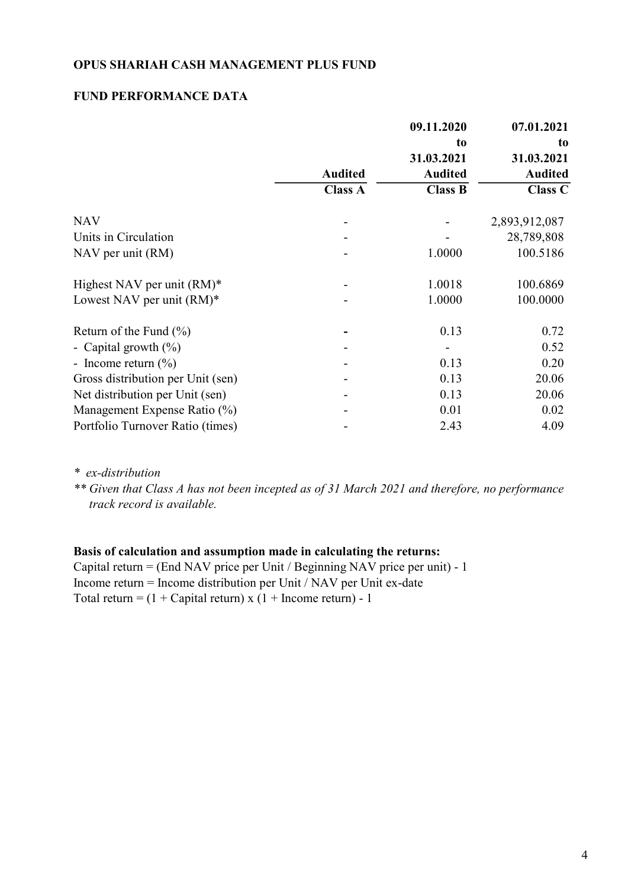**OPUS SHARIAH CASH MANAGEMENT PLUS FUND**

**FUND PERFORMANCE DATA**

| | Audited | 09.11.2020 to 31.03.2021 Audited | 07.01.2021 to 31.03.2021 Audited |
|---|---|---|---|
| | **Class A** | **Class B** | **Class C** |
| NAV | - | - | 2,893,912,087 |
| Units in Circulation | - | - | 28,789,808 |
| NAV per unit (RM) | - | 1.0000 | 100.5186 |
| Highest NAV per unit (RM)* | - | 1.0018 | 100.6869 |
| Lowest NAV per unit (RM)* | - | 1.0000 | 100.0000 |
| Return of the Fund (%) | **-** | 0.13 | 0.72 |
| - Capital growth (%) | - | - | 0.52 |
| - Income return (%) | - | 0.13 | 0.20 |
| Gross distribution per Unit (sen) | - | 0.13 | 20.06 |
| Net distribution per Unit (sen) | - | 0.13 | 20.06 |
| Management Expense Ratio (%) | - | 0.01 | 0.02 |
| Portfolio Turnover Ratio (times) | - | 2.43 | 4.09 |

\* *ex-distribution*

\*\* *Given that Class A has not been incepted as of 31 March 2021 and therefore, no performance track record is available.*

**Basis of calculation and assumption made in calculating the returns:**

Capital return = (End NAV price per Unit / Beginning NAV price per unit) - 1
Income return = Income distribution per Unit / NAV per Unit ex-date
Total return = (1 + Capital return) x (1 + Income return) - 1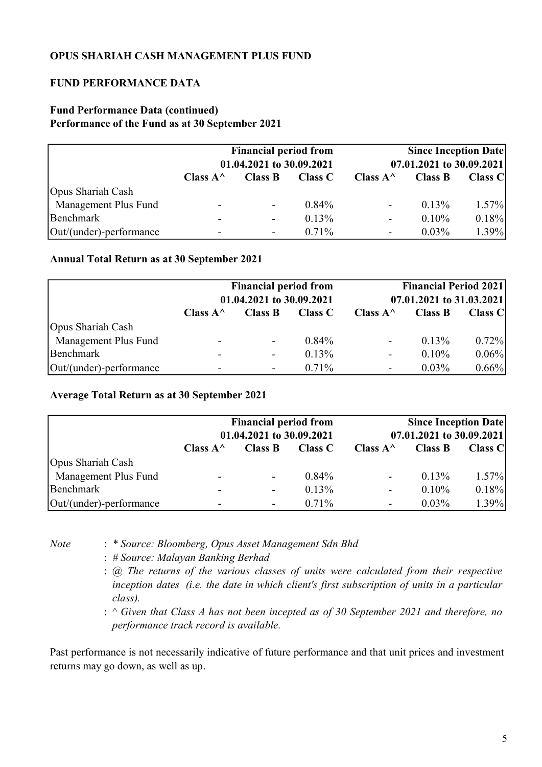**OPUS SHARIAH CASH MANAGEMENT PLUS FUND**

**FUND PERFORMANCE DATA**

**Fund Performance Data (continued)**
**Performance of the Fund as at 30 September 2021**

| | Financial period from 01.04.2021 to 30.09.2021 | | | Since Inception Date 07.01.2021 to 30.09.2021 | | |
|---|---|---|---|---|---|---|
| | Class A^ | Class B | Class C | Class A^ | Class B | Class C |
| Opus Shariah Cash Management Plus Fund | - | - | 0.84% | - | 0.13% | 1.57% |
| Benchmark | - | - | 0.13% | - | 0.10% | 0.18% |
| Out/(under)-performance | - | - | 0.71% | - | 0.03% | 1.39% |

**Annual Total Return as at 30 September 2021**

| | Financial period from 01.04.2021 to 30.09.2021 | | | Financial Period 2021 07.01.2021 to 31.03.2021 | | |
|---|---|---|---|---|---|---|
| | Class A^ | Class B | Class C | Class A^ | Class B | Class C |
| Opus Shariah Cash Management Plus Fund | - | - | 0.84% | - | 0.13% | 0.72% |
| Benchmark | - | - | 0.13% | - | 0.10% | 0.06% |
| Out/(under)-performance | - | - | 0.71% | - | 0.03% | 0.66% |

**Average Total Return as at 30 September 2021**

| | Financial period from 01.04.2021 to 30.09.2021 | | | Since Inception Date 07.01.2021 to 30.09.2021 | | |
|---|---|---|---|---|---|---|
| | Class A^ | Class B | Class C | Class A^ | Class B | Class C |
| Opus Shariah Cash Management Plus Fund | - | - | 0.84% | - | 0.13% | 1.57% |
| Benchmark | - | - | 0.13% | - | 0.10% | 0.18% |
| Out/(under)-performance | - | - | 0.71% | - | 0.03% | 1.39% |

*Note* : *\* Source: Bloomberg, Opus Asset Management Sdn Bhd*
: *# Source: Malayan Banking Berhad*
: *@ The returns of the various classes of units were calculated from their respective inception dates (i.e. the date in which client's first subscription of units in a particular class).*
: *^ Given that Class A has not been incepted as of 30 September 2021 and therefore, no performance track record is available.*

Past performance is not necessarily indicative of future performance and that unit prices and investment returns may go down, as well as up.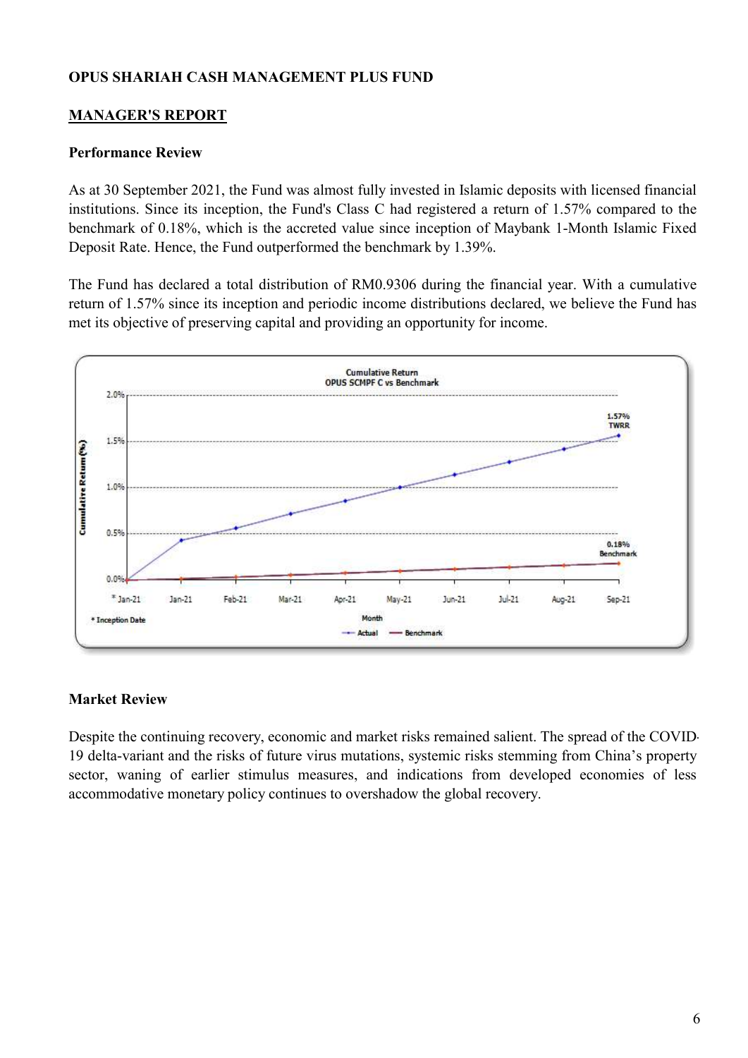**OPUS SHARIAH CASH MANAGEMENT PLUS FUND**

## MANAGER'S REPORT

### Performance Review

As at 30 September 2021, the Fund was almost fully invested in Islamic deposits with licensed financial institutions. Since its inception, the Fund's Class C had registered a return of 1.57% compared to the benchmark of 0.18%, which is the accreted value since inception of Maybank 1-Month Islamic Fixed Deposit Rate. Hence, the Fund outperformed the benchmark by 1.39%.

The Fund has declared a total distribution of RM0.9306 during the financial year. With a cumulative return of 1.57% since its inception and periodic income distributions declared, we believe the Fund has met its objective of preserving capital and providing an opportunity for income.

Cumulative Return
OPUS SCMPF C vs Benchmark

* Inception Date

### Market Review

Despite the continuing recovery, economic and market risks remained salient. The spread of the COVID-19 delta-variant and the risks of future virus mutations, systemic risks stemming from China's property sector, waning of earlier stimulus measures, and indications from developed economies of less accommodative monetary policy continues to overshadow the global recovery.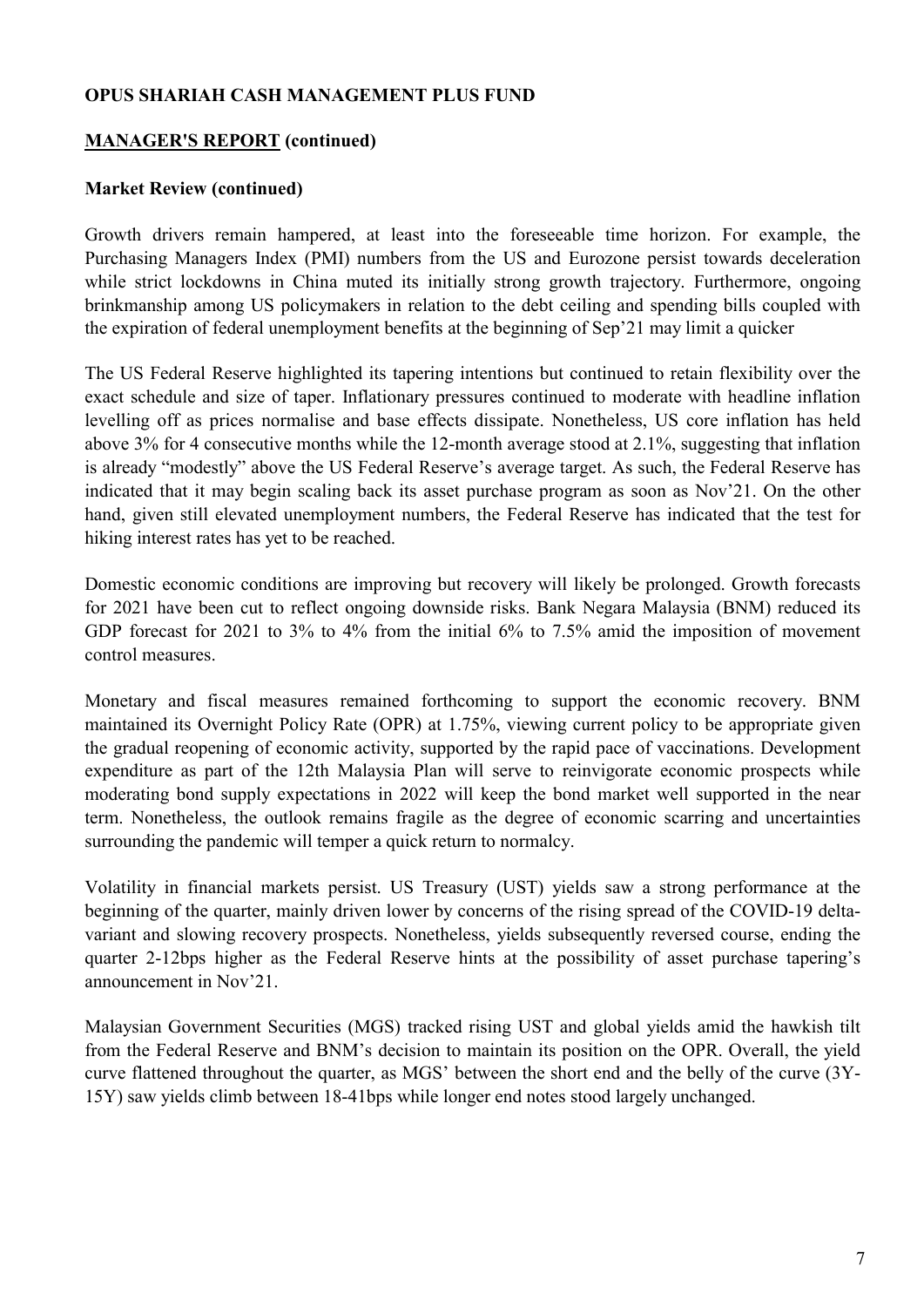**OPUS SHARIAH CASH MANAGEMENT PLUS FUND**

**MANAGER'S REPORT (continued)**

**Market Review (continued)**

Growth drivers remain hampered, at least into the foreseeable time horizon. For example, the Purchasing Managers Index (PMI) numbers from the US and Eurozone persist towards deceleration while strict lockdowns in China muted its initially strong growth trajectory. Furthermore, ongoing brinkmanship among US policymakers in relation to the debt ceiling and spending bills coupled with the expiration of federal unemployment benefits at the beginning of Sep'21 may limit a quicker

The US Federal Reserve highlighted its tapering intentions but continued to retain flexibility over the exact schedule and size of taper. Inflationary pressures continued to moderate with headline inflation levelling off as prices normalise and base effects dissipate. Nonetheless, US core inflation has held above 3% for 4 consecutive months while the 12-month average stood at 2.1%, suggesting that inflation is already "modestly" above the US Federal Reserve's average target. As such, the Federal Reserve has indicated that it may begin scaling back its asset purchase program as soon as Nov'21. On the other hand, given still elevated unemployment numbers, the Federal Reserve has indicated that the test for hiking interest rates has yet to be reached.

Domestic economic conditions are improving but recovery will likely be prolonged. Growth forecasts for 2021 have been cut to reflect ongoing downside risks. Bank Negara Malaysia (BNM) reduced its GDP forecast for 2021 to 3% to 4% from the initial 6% to 7.5% amid the imposition of movement control measures.

Monetary and fiscal measures remained forthcoming to support the economic recovery. BNM maintained its Overnight Policy Rate (OPR) at 1.75%, viewing current policy to be appropriate given the gradual reopening of economic activity, supported by the rapid pace of vaccinations. Development expenditure as part of the 12th Malaysia Plan will serve to reinvigorate economic prospects while moderating bond supply expectations in 2022 will keep the bond market well supported in the near term. Nonetheless, the outlook remains fragile as the degree of economic scarring and uncertainties surrounding the pandemic will temper a quick return to normalcy.

Volatility in financial markets persist. US Treasury (UST) yields saw a strong performance at the beginning of the quarter, mainly driven lower by concerns of the rising spread of the COVID-19 delta-variant and slowing recovery prospects. Nonetheless, yields subsequently reversed course, ending the quarter 2-12bps higher as the Federal Reserve hints at the possibility of asset purchase tapering's announcement in Nov'21.

Malaysian Government Securities (MGS) tracked rising UST and global yields amid the hawkish tilt from the Federal Reserve and BNM's decision to maintain its position on the OPR. Overall, the yield curve flattened throughout the quarter, as MGS' between the short end and the belly of the curve (3Y-15Y) saw yields climb between 18-41bps while longer end notes stood largely unchanged.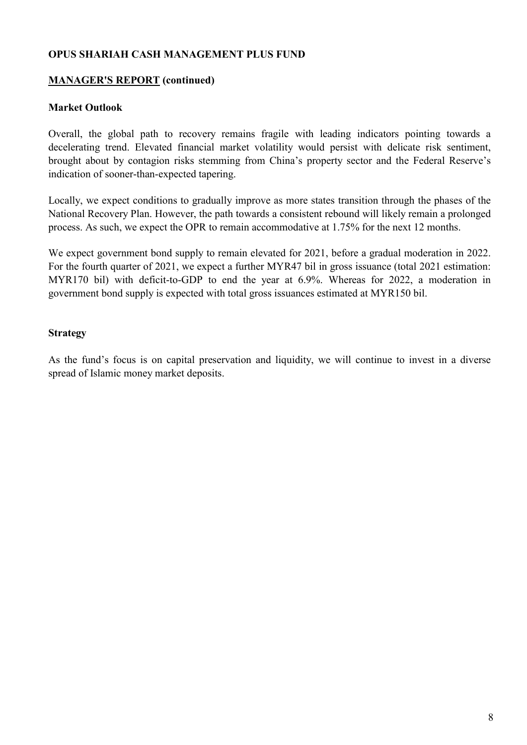**OPUS SHARIAH CASH MANAGEMENT PLUS FUND**

**MANAGER'S REPORT (continued)**

### Market Outlook

Overall, the global path to recovery remains fragile with leading indicators pointing towards a decelerating trend. Elevated financial market volatility would persist with delicate risk sentiment, brought about by contagion risks stemming from China's property sector and the Federal Reserve's indication of sooner-than-expected tapering.

Locally, we expect conditions to gradually improve as more states transition through the phases of the National Recovery Plan. However, the path towards a consistent rebound will likely remain a prolonged process. As such, we expect the OPR to remain accommodative at 1.75% for the next 12 months.

We expect government bond supply to remain elevated for 2021, before a gradual moderation in 2022. For the fourth quarter of 2021, we expect a further MYR47 bil in gross issuance (total 2021 estimation: MYR170 bil) with deficit-to-GDP to end the year at 6.9%. Whereas for 2022, a moderation in government bond supply is expected with total gross issuances estimated at MYR150 bil.

### Strategy

As the fund's focus is on capital preservation and liquidity, we will continue to invest in a diverse spread of Islamic money market deposits.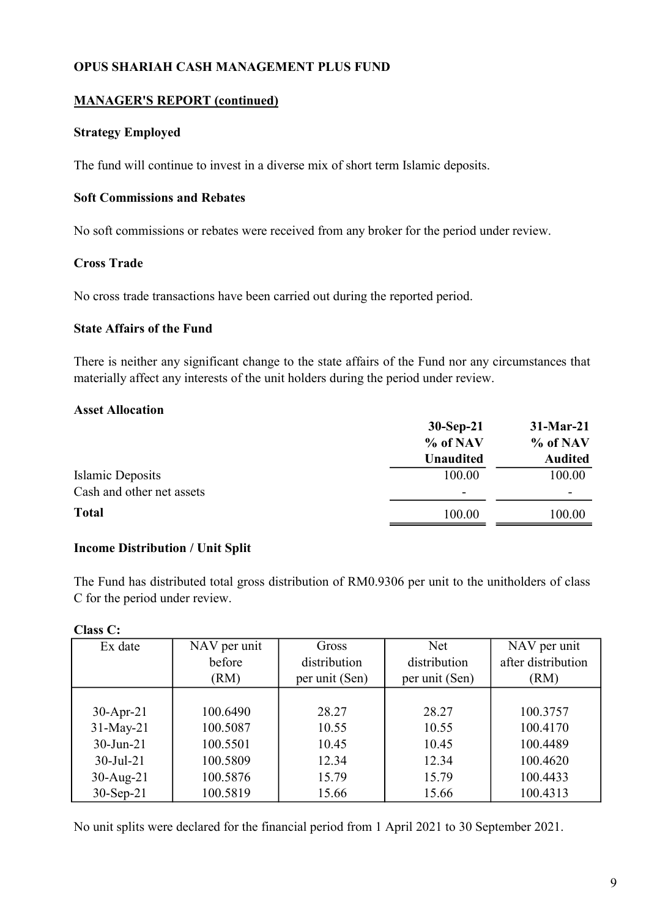**OPUS SHARIAH CASH MANAGEMENT PLUS FUND**

**MANAGER'S REPORT (continued)**

**Strategy Employed**

The fund will continue to invest in a diverse mix of short term Islamic deposits.

**Soft Commissions and Rebates**

No soft commissions or rebates were received from any broker for the period under review.

**Cross Trade**

No cross trade transactions have been carried out during the reported period.

**State Affairs of the Fund**

There is neither any significant change to the state affairs of the Fund nor any circumstances that materially affect any interests of the unit holders during the period under review.

**Asset Allocation**

| | 30-Sep-21 % of NAV Unaudited | 31-Mar-21 % of NAV Audited |
|---|---|---|
| Islamic Deposits | 100.00 | 100.00 |
| Cash and other net assets | - | - |
| **Total** | 100.00 | 100.00 |

**Income Distribution / Unit Split**

The Fund has distributed total gross distribution of RM0.9306 per unit to the unitholders of class C for the period under review.

**Class C:**

| Ex date | NAV per unit before (RM) | Gross distribution per unit (Sen) | Net distribution per unit (Sen) | NAV per unit after distribution (RM) |
|---|---|---|---|---|
| 30-Apr-21 | 100.6490 | 28.27 | 28.27 | 100.3757 |
| 31-May-21 | 100.5087 | 10.55 | 10.55 | 100.4170 |
| 30-Jun-21 | 100.5501 | 10.45 | 10.45 | 100.4489 |
| 30-Jul-21 | 100.5809 | 12.34 | 12.34 | 100.4620 |
| 30-Aug-21 | 100.5876 | 15.79 | 15.79 | 100.4433 |
| 30-Sep-21 | 100.5819 | 15.66 | 15.66 | 100.4313 |

No unit splits were declared for the financial period from 1 April 2021 to 30 September 2021.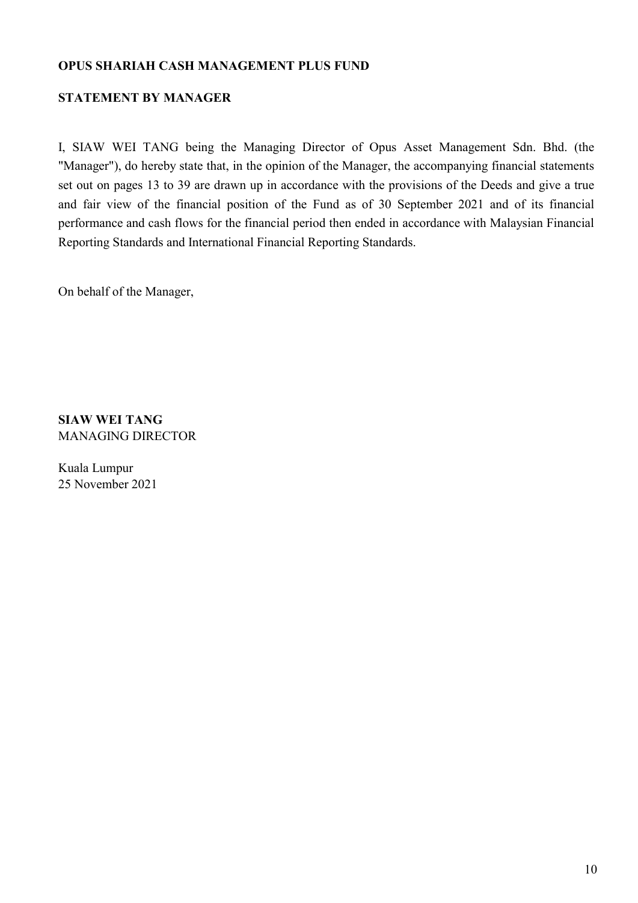**OPUS SHARIAH CASH MANAGEMENT PLUS FUND**

**STATEMENT BY MANAGER**

I, SIAW WEI TANG being the Managing Director of Opus Asset Management Sdn. Bhd. (the "Manager"), do hereby state that, in the opinion of the Manager, the accompanying financial statements set out on pages 13 to 39 are drawn up in accordance with the provisions of the Deeds and give a true and fair view of the financial position of the Fund as of 30 September 2021 and of its financial performance and cash flows for the financial period then ended in accordance with Malaysian Financial Reporting Standards and International Financial Reporting Standards.

On behalf of the Manager,

**SIAW WEI TANG**
MANAGING DIRECTOR

Kuala Lumpur
25 November 2021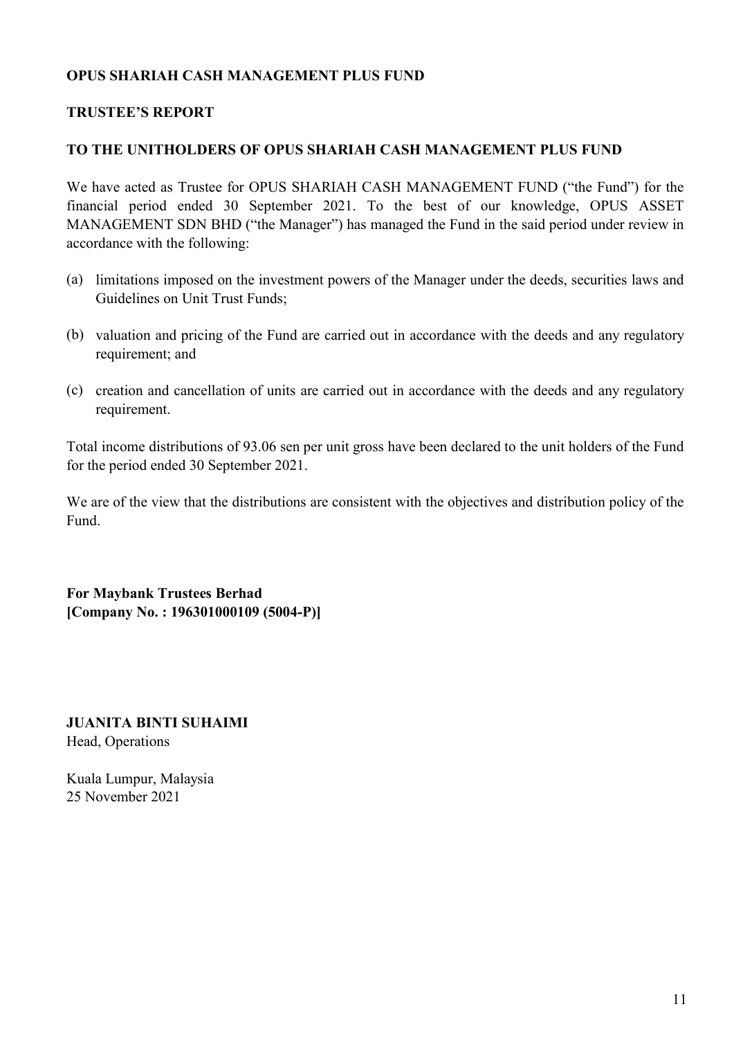**OPUS SHARIAH CASH MANAGEMENT PLUS FUND**

**TRUSTEE'S REPORT**

**TO THE UNITHOLDERS OF OPUS SHARIAH CASH MANAGEMENT PLUS FUND**

We have acted as Trustee for OPUS SHARIAH CASH MANAGEMENT FUND ("the Fund") for the financial period ended 30 September 2021. To the best of our knowledge, OPUS ASSET MANAGEMENT SDN BHD ("the Manager") has managed the Fund in the said period under review in accordance with the following:

(a) limitations imposed on the investment powers of the Manager under the deeds, securities laws and Guidelines on Unit Trust Funds;

(b) valuation and pricing of the Fund are carried out in accordance with the deeds and any regulatory requirement; and

(c) creation and cancellation of units are carried out in accordance with the deeds and any regulatory requirement.

Total income distributions of 93.06 sen per unit gross have been declared to the unit holders of the Fund for the period ended 30 September 2021.

We are of the view that the distributions are consistent with the objectives and distribution policy of the Fund.

**For Maybank Trustees Berhad**
**[Company No. : 196301000109 (5004-P)]**

**JUANITA BINTI SUHAIMI**
Head, Operations

Kuala Lumpur, Malaysia
25 November 2021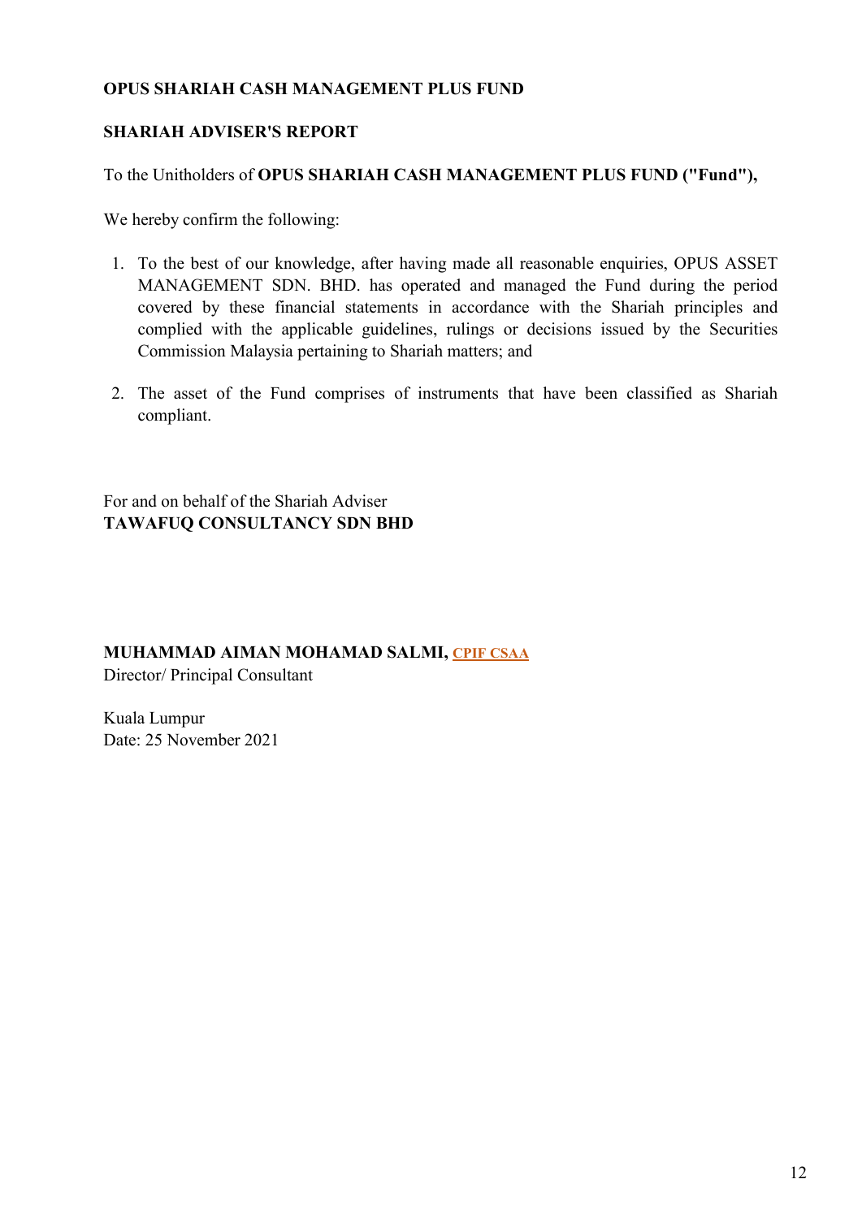**OPUS SHARIAH CASH MANAGEMENT PLUS FUND**

**SHARIAH ADVISER'S REPORT**

To the Unitholders of **OPUS SHARIAH CASH MANAGEMENT PLUS FUND ("Fund"),**

We hereby confirm the following:

1. To the best of our knowledge, after having made all reasonable enquiries, OPUS ASSET MANAGEMENT SDN. BHD. has operated and managed the Fund during the period covered by these financial statements in accordance with the Shariah principles and complied with the applicable guidelines, rulings or decisions issued by the Securities Commission Malaysia pertaining to Shariah matters; and

2. The asset of the Fund comprises of instruments that have been classified as Shariah compliant.

For and on behalf of the Shariah Adviser
**TAWAFUQ CONSULTANCY SDN BHD**

**MUHAMMAD AIMAN MOHAMAD SALMI, CPIF CSAA**
Director/ Principal Consultant

Kuala Lumpur
Date: 25 November 2021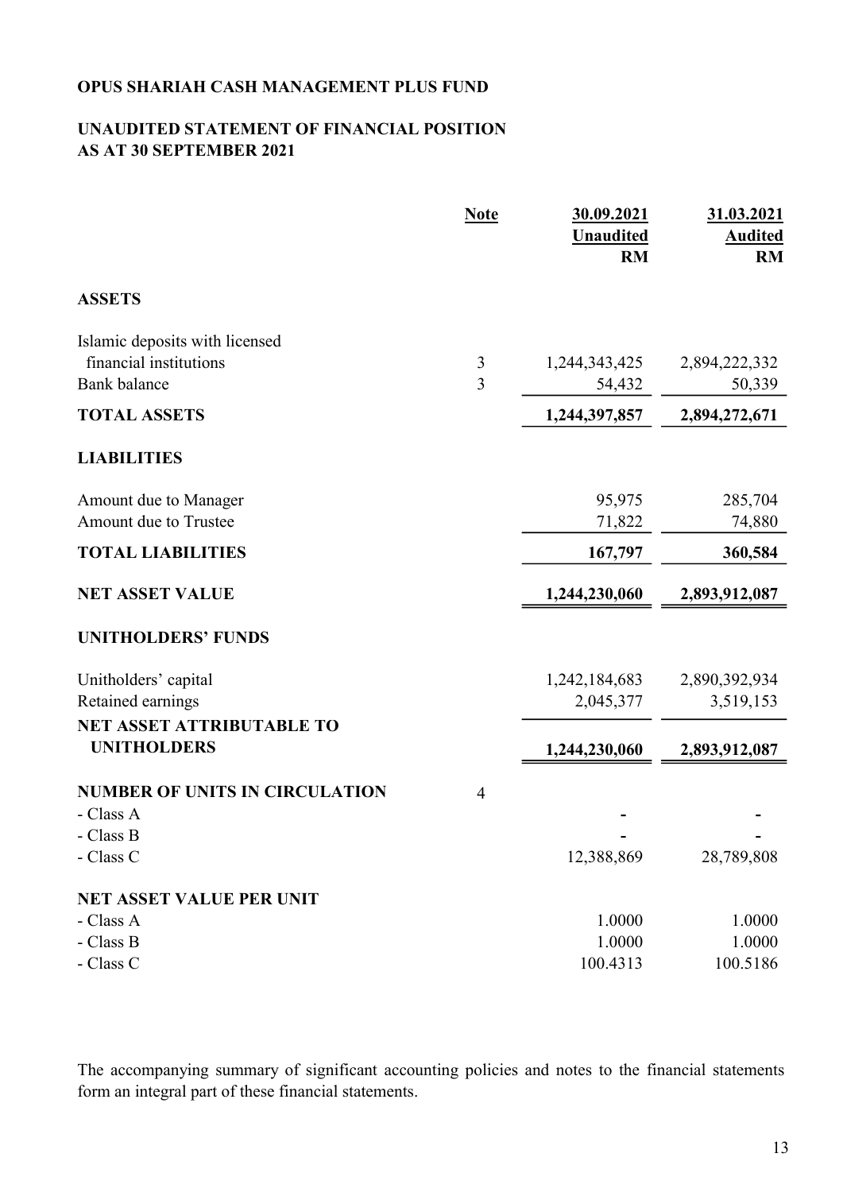# OPUS SHARIAH CASH MANAGEMENT PLUS FUND

## UNAUDITED STATEMENT OF FINANCIAL POSITION AS AT 30 SEPTEMBER 2021

| | Note | 30.09.2021 Unaudited RM | 31.03.2021 Audited RM |
|---|---|---|---|
| **ASSETS** | | | |
| Islamic deposits with licensed financial institutions | 3 | 1,244,343,425 | 2,894,222,332 |
| Bank balance | 3 | 54,432 | 50,339 |
| **TOTAL ASSETS** | | **1,244,397,857** | **2,894,272,671** |
| **LIABILITIES** | | | |
| Amount due to Manager | | 95,975 | 285,704 |
| Amount due to Trustee | | 71,822 | 74,880 |
| **TOTAL LIABILITIES** | | **167,797** | **360,584** |
| **NET ASSET VALUE** | | **1,244,230,060** | **2,893,912,087** |
| **UNITHOLDERS' FUNDS** | | | |
| Unitholders' capital | | 1,242,184,683 | 2,890,392,934 |
| Retained earnings | | 2,045,377 | 3,519,153 |
| **NET ASSET ATTRIBUTABLE TO UNITHOLDERS** | | **1,244,230,060** | **2,893,912,087** |
| **NUMBER OF UNITS IN CIRCULATION** | 4 | | |
| - Class A | | - | - |
| - Class B | | - | - |
| - Class C | | 12,388,869 | 28,789,808 |
| **NET ASSET VALUE PER UNIT** | | | |
| - Class A | | 1.0000 | 1.0000 |
| - Class B | | 1.0000 | 1.0000 |
| - Class C | | 100.4313 | 100.5186 |

The accompanying summary of significant accounting policies and notes to the financial statements form an integral part of these financial statements.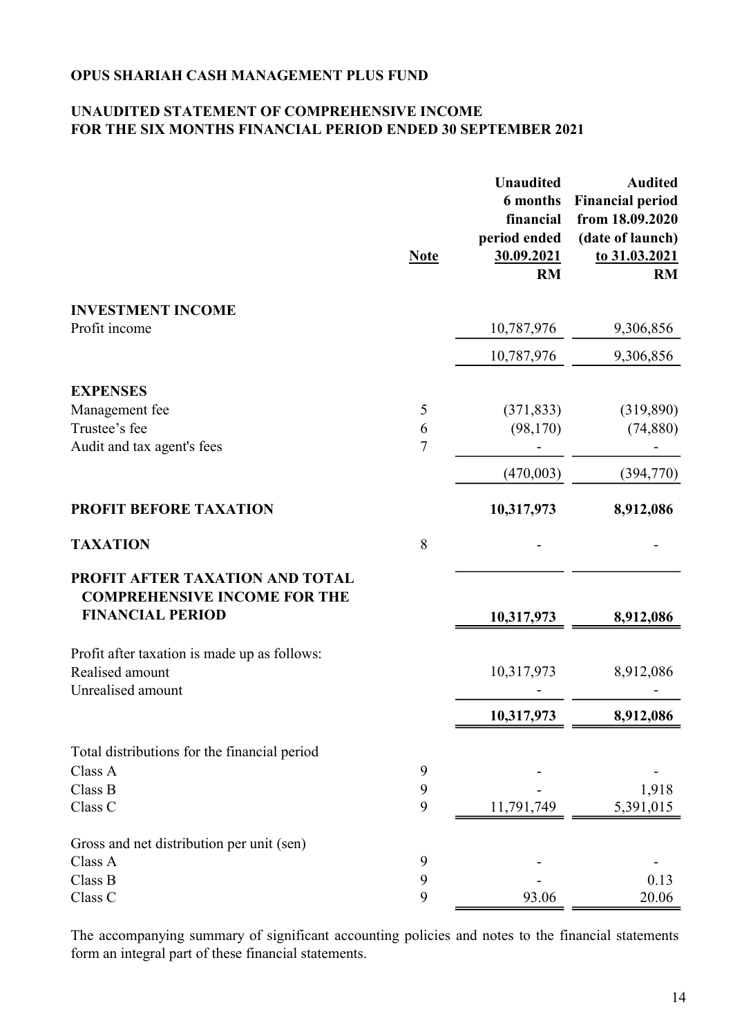**OPUS SHARIAH CASH MANAGEMENT PLUS FUND**

**UNAUDITED STATEMENT OF COMPREHENSIVE INCOME**
**FOR THE SIX MONTHS FINANCIAL PERIOD ENDED 30 SEPTEMBER 2021**

| | Note | Unaudited 6 months financial period ended 30.09.2021 RM | Audited Financial period from 18.09.2020 (date of launch) to 31.03.2021 RM |
|---|---|---|---|
| **INVESTMENT INCOME** | | | |
| Profit income | | 10,787,976 | 9,306,856 |
| | | 10,787,976 | 9,306,856 |
| **EXPENSES** | | | |
| Management fee | 5 | (371,833) | (319,890) |
| Trustee's fee | 6 | (98,170) | (74,880) |
| Audit and tax agent's fees | 7 | - | - |
| | | (470,003) | (394,770) |
| **PROFIT BEFORE TAXATION** | | **10,317,973** | **8,912,086** |
| **TAXATION** | 8 | - | - |
| **PROFIT AFTER TAXATION AND TOTAL COMPREHENSIVE INCOME FOR THE FINANCIAL PERIOD** | | **10,317,973** | **8,912,086** |
| Profit after taxation is made up as follows: | | | |
| Realised amount | | 10,317,973 | 8,912,086 |
| Unrealised amount | | - | - |
| | | **10,317,973** | **8,912,086** |
| Total distributions for the financial period | | | |
| Class A | 9 | - | - |
| Class B | 9 | - | 1,918 |
| Class C | 9 | 11,791,749 | 5,391,015 |
| Gross and net distribution per unit (sen) | | | |
| Class A | 9 | - | - |
| Class B | 9 | - | 0.13 |
| Class C | 9 | 93.06 | 20.06 |

The accompanying summary of significant accounting policies and notes to the financial statements form an integral part of these financial statements.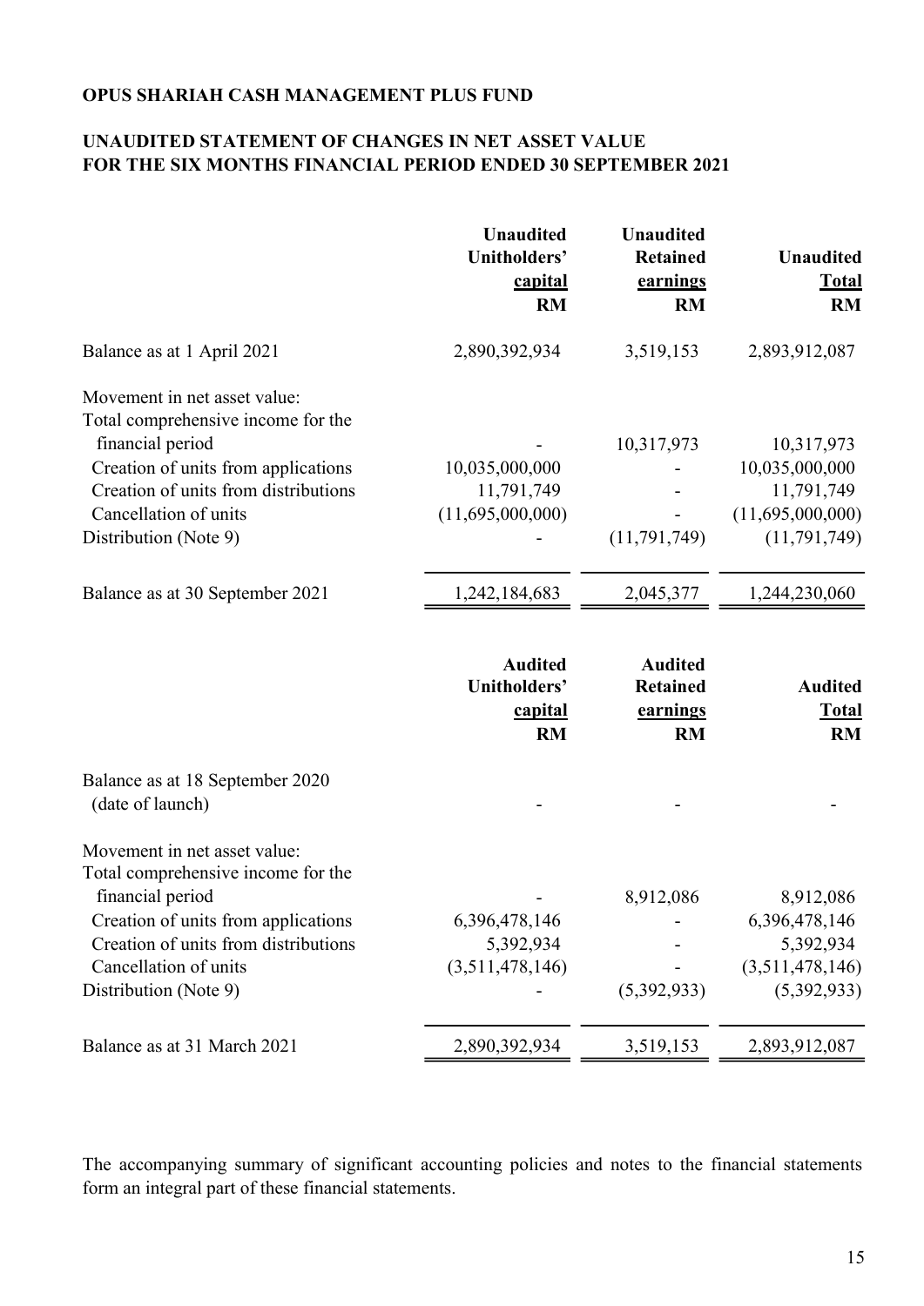**OPUS SHARIAH CASH MANAGEMENT PLUS FUND**

**UNAUDITED STATEMENT OF CHANGES IN NET ASSET VALUE FOR THE SIX MONTHS FINANCIAL PERIOD ENDED 30 SEPTEMBER 2021**

| | Unaudited Unitholders' capital RM | Unaudited Retained earnings RM | Unaudited Total RM |
|---|---|---|---|
| Balance as at 1 April 2021 | 2,890,392,934 | 3,519,153 | 2,893,912,087 |
| Movement in net asset value: | | | |
| Total comprehensive income for the financial period | - | 10,317,973 | 10,317,973 |
| Creation of units from applications | 10,035,000,000 | - | 10,035,000,000 |
| Creation of units from distributions | 11,791,749 | - | 11,791,749 |
| Cancellation of units | (11,695,000,000) | - | (11,695,000,000) |
| Distribution (Note 9) | - | (11,791,749) | (11,791,749) |
| Balance as at 30 September 2021 | 1,242,184,683 | 2,045,377 | 1,244,230,060 |

| | Audited Unitholders' capital RM | Audited Retained earnings RM | Audited Total RM |
|---|---|---|---|
| Balance as at 18 September 2020 (date of launch) | - | - | - |
| Movement in net asset value: | | | |
| Total comprehensive income for the financial period | - | 8,912,086 | 8,912,086 |
| Creation of units from applications | 6,396,478,146 | - | 6,396,478,146 |
| Creation of units from distributions | 5,392,934 | - | 5,392,934 |
| Cancellation of units | (3,511,478,146) | - | (3,511,478,146) |
| Distribution (Note 9) | - | (5,392,933) | (5,392,933) |
| Balance as at 31 March 2021 | 2,890,392,934 | 3,519,153 | 2,893,912,087 |

The accompanying summary of significant accounting policies and notes to the financial statements form an integral part of these financial statements.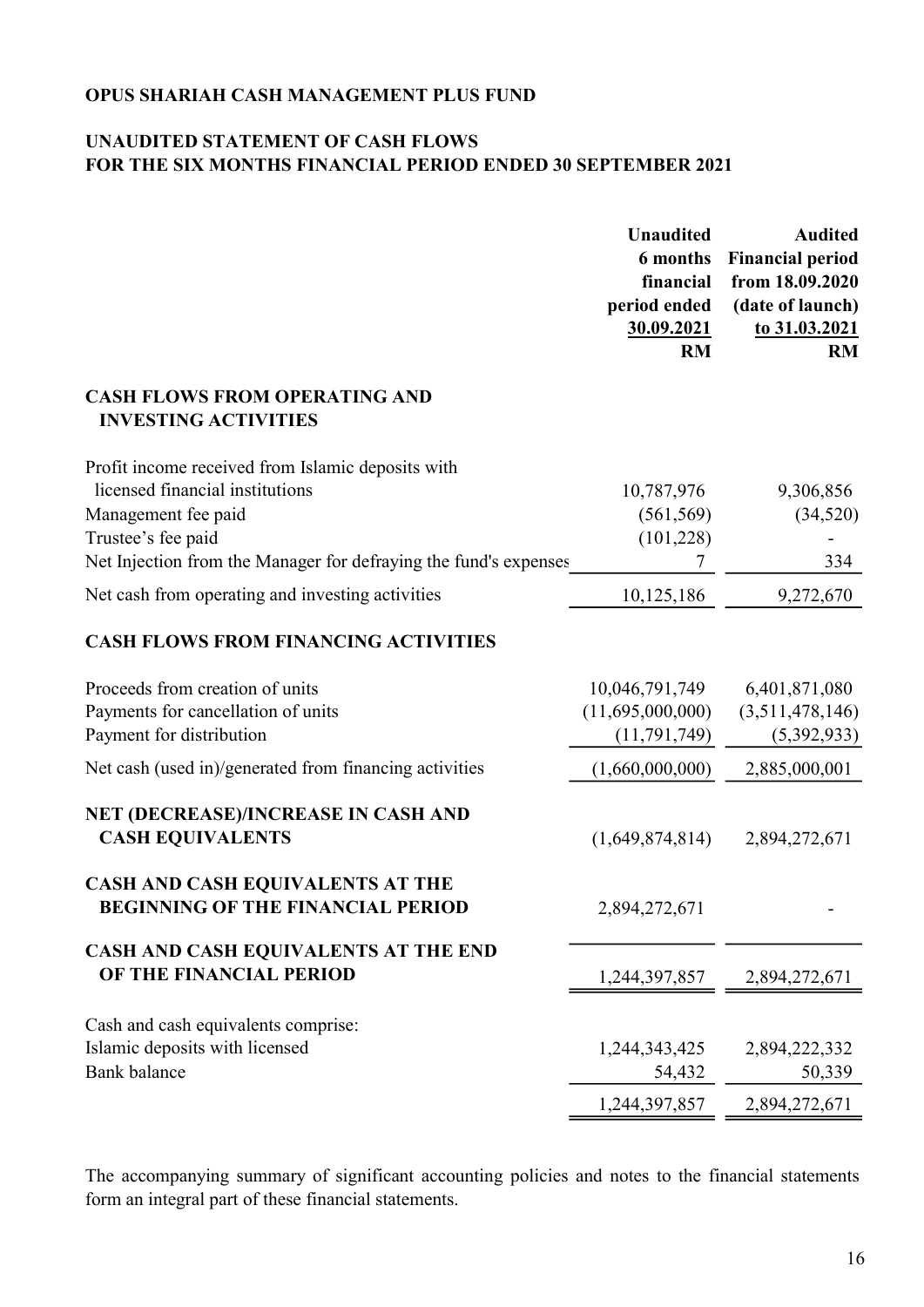**OPUS SHARIAH CASH MANAGEMENT PLUS FUND**

**UNAUDITED STATEMENT OF CASH FLOWS**
**FOR THE SIX MONTHS FINANCIAL PERIOD ENDED 30 SEPTEMBER 2021**

| | Unaudited 6 months financial period ended 30.09.2021 RM | Audited Financial period from 18.09.2020 (date of launch) to 31.03.2021 RM |
|---|---|---|
| **CASH FLOWS FROM OPERATING AND INVESTING ACTIVITIES** | | |
| Profit income received from Islamic deposits with licensed financial institutions | 10,787,976 | 9,306,856 |
| Management fee paid | (561,569) | (34,520) |
| Trustee's fee paid | (101,228) | - |
| Net Injection from the Manager for defraying the fund's expenses | 7 | 334 |
| Net cash from operating and investing activities | 10,125,186 | 9,272,670 |
| **CASH FLOWS FROM FINANCING ACTIVITIES** | | |
| Proceeds from creation of units | 10,046,791,749 | 6,401,871,080 |
| Payments for cancellation of units | (11,695,000,000) | (3,511,478,146) |
| Payment for distribution | (11,791,749) | (5,392,933) |
| Net cash (used in)/generated from financing activities | (1,660,000,000) | 2,885,000,001 |
| **NET (DECREASE)/INCREASE IN CASH AND CASH EQUIVALENTS** | (1,649,874,814) | 2,894,272,671 |
| **CASH AND CASH EQUIVALENTS AT THE BEGINNING OF THE FINANCIAL PERIOD** | 2,894,272,671 | - |
| **CASH AND CASH EQUIVALENTS AT THE END OF THE FINANCIAL PERIOD** | 1,244,397,857 | 2,894,272,671 |
| Cash and cash equivalents comprise: | | |
| Islamic deposits with licensed | 1,244,343,425 | 2,894,222,332 |
| Bank balance | 54,432 | 50,339 |
| | 1,244,397,857 | 2,894,272,671 |

The accompanying summary of significant accounting policies and notes to the financial statements form an integral part of these financial statements.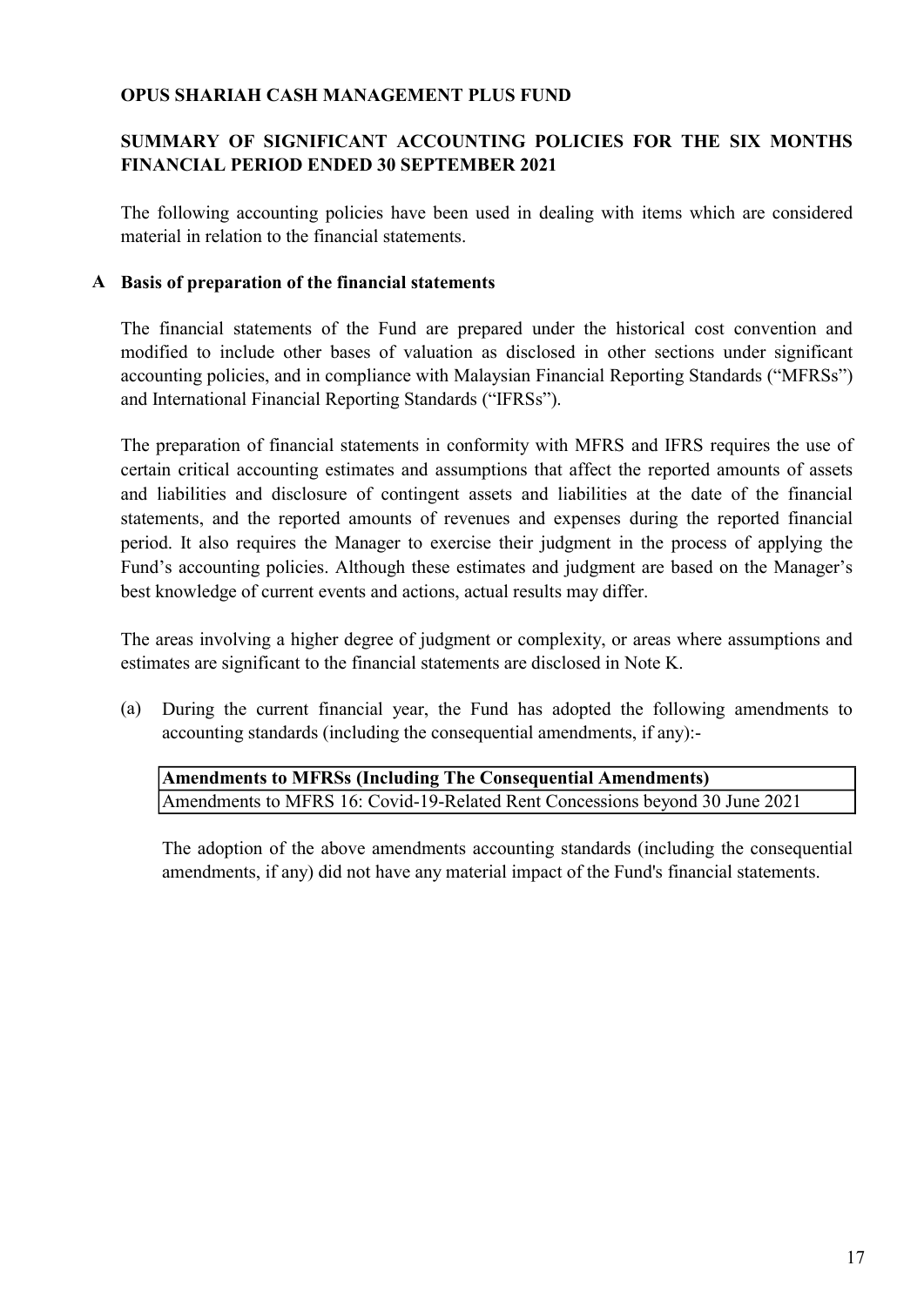**OPUS SHARIAH CASH MANAGEMENT PLUS FUND**

**SUMMARY OF SIGNIFICANT ACCOUNTING POLICIES FOR THE SIX MONTHS FINANCIAL PERIOD ENDED 30 SEPTEMBER 2021**

The following accounting policies have been used in dealing with items which are considered material in relation to the financial statements.

**A Basis of preparation of the financial statements**

The financial statements of the Fund are prepared under the historical cost convention and modified to include other bases of valuation as disclosed in other sections under significant accounting policies, and in compliance with Malaysian Financial Reporting Standards ("MFRSs") and International Financial Reporting Standards ("IFRSs").

The preparation of financial statements in conformity with MFRS and IFRS requires the use of certain critical accounting estimates and assumptions that affect the reported amounts of assets and liabilities and disclosure of contingent assets and liabilities at the date of the financial statements, and the reported amounts of revenues and expenses during the reported financial period. It also requires the Manager to exercise their judgment in the process of applying the Fund's accounting policies. Although these estimates and judgment are based on the Manager's best knowledge of current events and actions, actual results may differ.

The areas involving a higher degree of judgment or complexity, or areas where assumptions and estimates are significant to the financial statements are disclosed in Note K.

(a) During the current financial year, the Fund has adopted the following amendments to accounting standards (including the consequential amendments, if any):-

| **Amendments to MFRSs (Including The Consequential Amendments)** |
|---|
| Amendments to MFRS 16: Covid-19-Related Rent Concessions beyond 30 June 2021 |

The adoption of the above amendments accounting standards (including the consequential amendments, if any) did not have any material impact of the Fund's financial statements.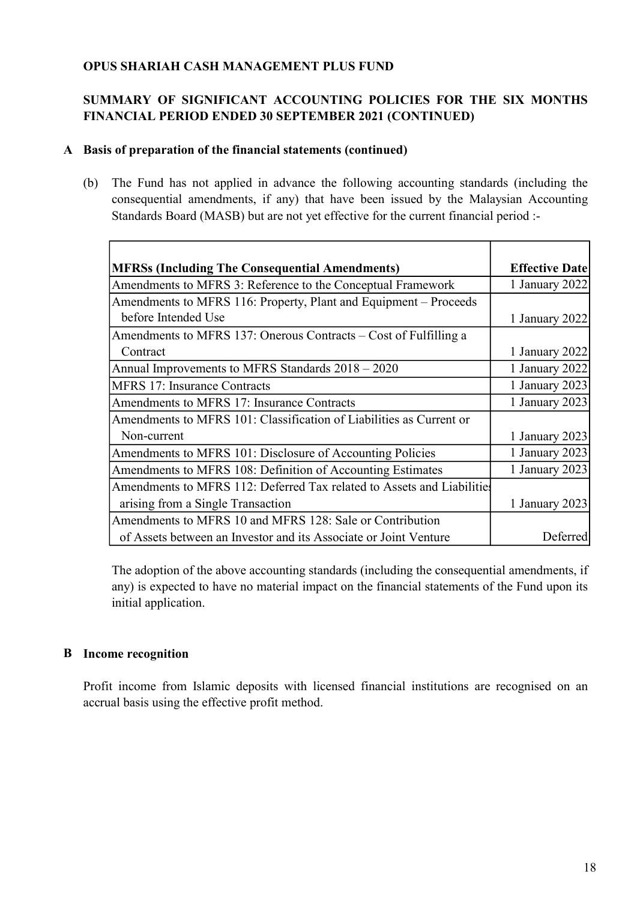**OPUS SHARIAH CASH MANAGEMENT PLUS FUND**

**SUMMARY OF SIGNIFICANT ACCOUNTING POLICIES FOR THE SIX MONTHS FINANCIAL PERIOD ENDED 30 SEPTEMBER 2021 (CONTINUED)**

**A Basis of preparation of the financial statements (continued)**

(b) The Fund has not applied in advance the following accounting standards (including the consequential amendments, if any) that have been issued by the Malaysian Accounting Standards Board (MASB) but are not yet effective for the current financial period :-

| MFRSs (Including The Consequential Amendments) | Effective Date |
|---|---|
| Amendments to MFRS 3: Reference to the Conceptual Framework | 1 January 2022 |
| Amendments to MFRS 116: Property, Plant and Equipment – Proceeds before Intended Use | 1 January 2022 |
| Amendments to MFRS 137: Onerous Contracts – Cost of Fulfilling a Contract | 1 January 2022 |
| Annual Improvements to MFRS Standards 2018 – 2020 | 1 January 2022 |
| MFRS 17: Insurance Contracts | 1 January 2023 |
| Amendments to MFRS 17: Insurance Contracts | 1 January 2023 |
| Amendments to MFRS 101: Classification of Liabilities as Current or Non-current | 1 January 2023 |
| Amendments to MFRS 101: Disclosure of Accounting Policies | 1 January 2023 |
| Amendments to MFRS 108: Definition of Accounting Estimates | 1 January 2023 |
| Amendments to MFRS 112: Deferred Tax related to Assets and Liabilities arising from a Single Transaction | 1 January 2023 |
| Amendments to MFRS 10 and MFRS 128: Sale or Contribution of Assets between an Investor and its Associate or Joint Venture | Deferred |

The adoption of the above accounting standards (including the consequential amendments, if any) is expected to have no material impact on the financial statements of the Fund upon its initial application.

**B Income recognition**

Profit income from Islamic deposits with licensed financial institutions are recognised on an accrual basis using the effective profit method.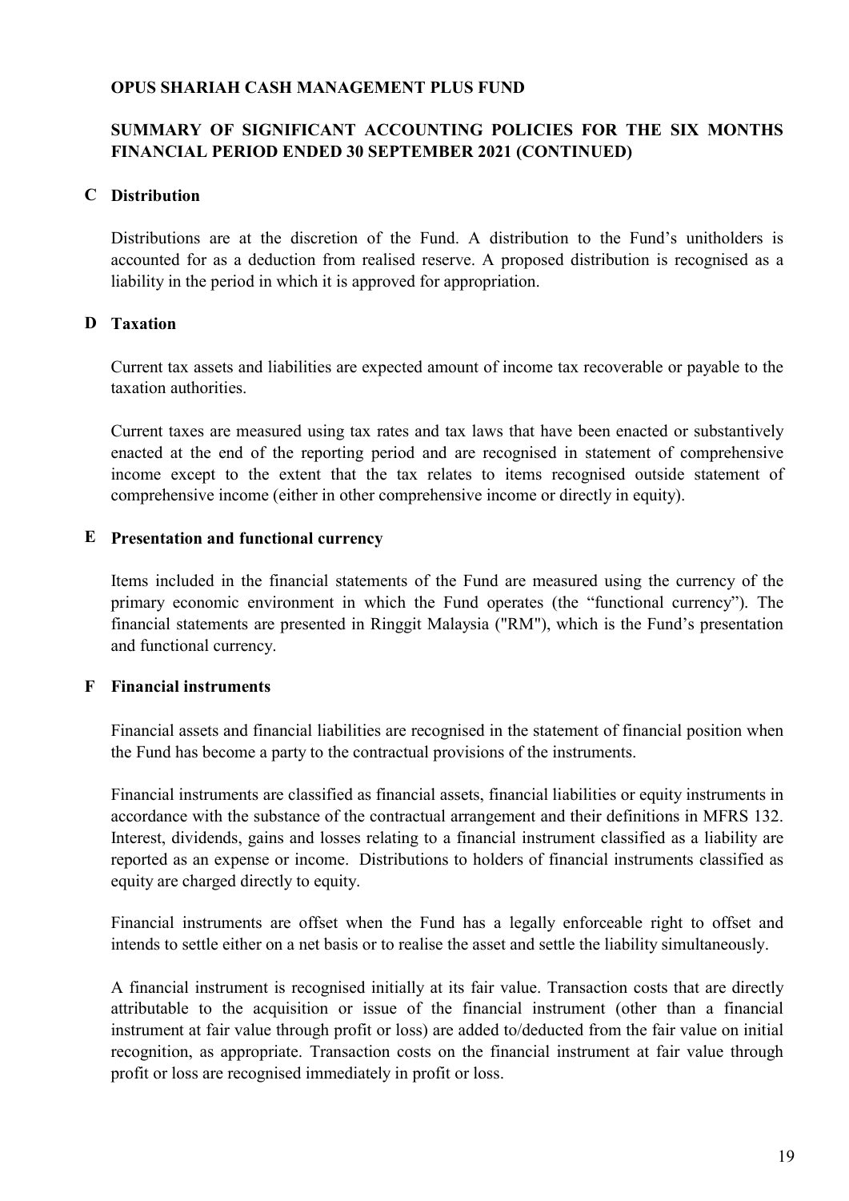**OPUS SHARIAH CASH MANAGEMENT PLUS FUND**

**SUMMARY OF SIGNIFICANT ACCOUNTING POLICIES FOR THE SIX MONTHS FINANCIAL PERIOD ENDED 30 SEPTEMBER 2021 (CONTINUED)**

## C Distribution

Distributions are at the discretion of the Fund. A distribution to the Fund's unitholders is accounted for as a deduction from realised reserve. A proposed distribution is recognised as a liability in the period in which it is approved for appropriation.

## D Taxation

Current tax assets and liabilities are expected amount of income tax recoverable or payable to the taxation authorities.

Current taxes are measured using tax rates and tax laws that have been enacted or substantively enacted at the end of the reporting period and are recognised in statement of comprehensive income except to the extent that the tax relates to items recognised outside statement of comprehensive income (either in other comprehensive income or directly in equity).

## E Presentation and functional currency

Items included in the financial statements of the Fund are measured using the currency of the primary economic environment in which the Fund operates (the "functional currency"). The financial statements are presented in Ringgit Malaysia ("RM"), which is the Fund's presentation and functional currency.

## F Financial instruments

Financial assets and financial liabilities are recognised in the statement of financial position when the Fund has become a party to the contractual provisions of the instruments.

Financial instruments are classified as financial assets, financial liabilities or equity instruments in accordance with the substance of the contractual arrangement and their definitions in MFRS 132. Interest, dividends, gains and losses relating to a financial instrument classified as a liability are reported as an expense or income. Distributions to holders of financial instruments classified as equity are charged directly to equity.

Financial instruments are offset when the Fund has a legally enforceable right to offset and intends to settle either on a net basis or to realise the asset and settle the liability simultaneously.

A financial instrument is recognised initially at its fair value. Transaction costs that are directly attributable to the acquisition or issue of the financial instrument (other than a financial instrument at fair value through profit or loss) are added to/deducted from the fair value on initial recognition, as appropriate. Transaction costs on the financial instrument at fair value through profit or loss are recognised immediately in profit or loss.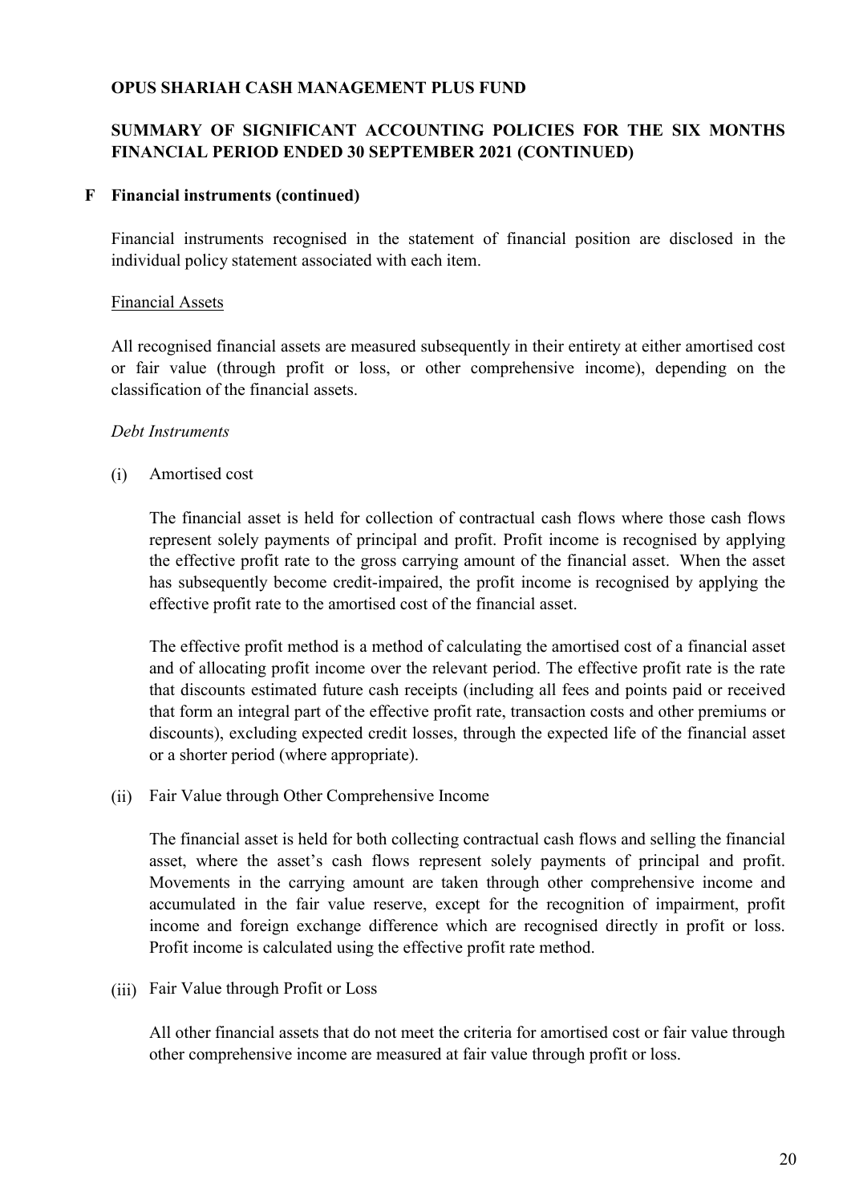**OPUS SHARIAH CASH MANAGEMENT PLUS FUND**

**SUMMARY OF SIGNIFICANT ACCOUNTING POLICIES FOR THE SIX MONTHS FINANCIAL PERIOD ENDED 30 SEPTEMBER 2021 (CONTINUED)**

**F Financial instruments (continued)**

Financial instruments recognised in the statement of financial position are disclosed in the individual policy statement associated with each item.

Financial Assets

All recognised financial assets are measured subsequently in their entirety at either amortised cost or fair value (through profit or loss, or other comprehensive income), depending on the classification of the financial assets.

*Debt Instruments*

(i) Amortised cost

The financial asset is held for collection of contractual cash flows where those cash flows represent solely payments of principal and profit. Profit income is recognised by applying the effective profit rate to the gross carrying amount of the financial asset. When the asset has subsequently become credit-impaired, the profit income is recognised by applying the effective profit rate to the amortised cost of the financial asset.

The effective profit method is a method of calculating the amortised cost of a financial asset and of allocating profit income over the relevant period. The effective profit rate is the rate that discounts estimated future cash receipts (including all fees and points paid or received that form an integral part of the effective profit rate, transaction costs and other premiums or discounts), excluding expected credit losses, through the expected life of the financial asset or a shorter period (where appropriate).

(ii) Fair Value through Other Comprehensive Income

The financial asset is held for both collecting contractual cash flows and selling the financial asset, where the asset's cash flows represent solely payments of principal and profit. Movements in the carrying amount are taken through other comprehensive income and accumulated in the fair value reserve, except for the recognition of impairment, profit income and foreign exchange difference which are recognised directly in profit or loss. Profit income is calculated using the effective profit rate method.

(iii) Fair Value through Profit or Loss

All other financial assets that do not meet the criteria for amortised cost or fair value through other comprehensive income are measured at fair value through profit or loss.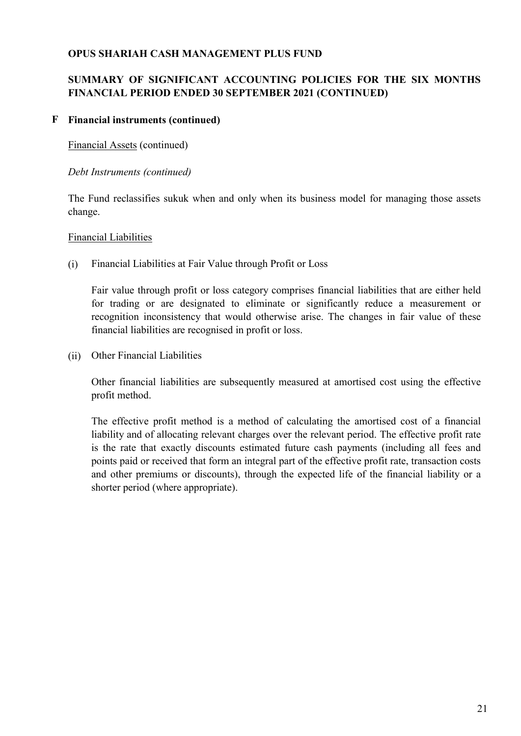**OPUS SHARIAH CASH MANAGEMENT PLUS FUND**

**SUMMARY OF SIGNIFICANT ACCOUNTING POLICIES FOR THE SIX MONTHS FINANCIAL PERIOD ENDED 30 SEPTEMBER 2021 (CONTINUED)**

**F Financial instruments (continued)**

Financial Assets (continued)

*Debt Instruments (continued)*

The Fund reclassifies sukuk when and only when its business model for managing those assets change.

Financial Liabilities

(i) Financial Liabilities at Fair Value through Profit or Loss

Fair value through profit or loss category comprises financial liabilities that are either held for trading or are designated to eliminate or significantly reduce a measurement or recognition inconsistency that would otherwise arise. The changes in fair value of these financial liabilities are recognised in profit or loss.

(ii) Other Financial Liabilities

Other financial liabilities are subsequently measured at amortised cost using the effective profit method.

The effective profit method is a method of calculating the amortised cost of a financial liability and of allocating relevant charges over the relevant period. The effective profit rate is the rate that exactly discounts estimated future cash payments (including all fees and points paid or received that form an integral part of the effective profit rate, transaction costs and other premiums or discounts), through the expected life of the financial liability or a shorter period (where appropriate).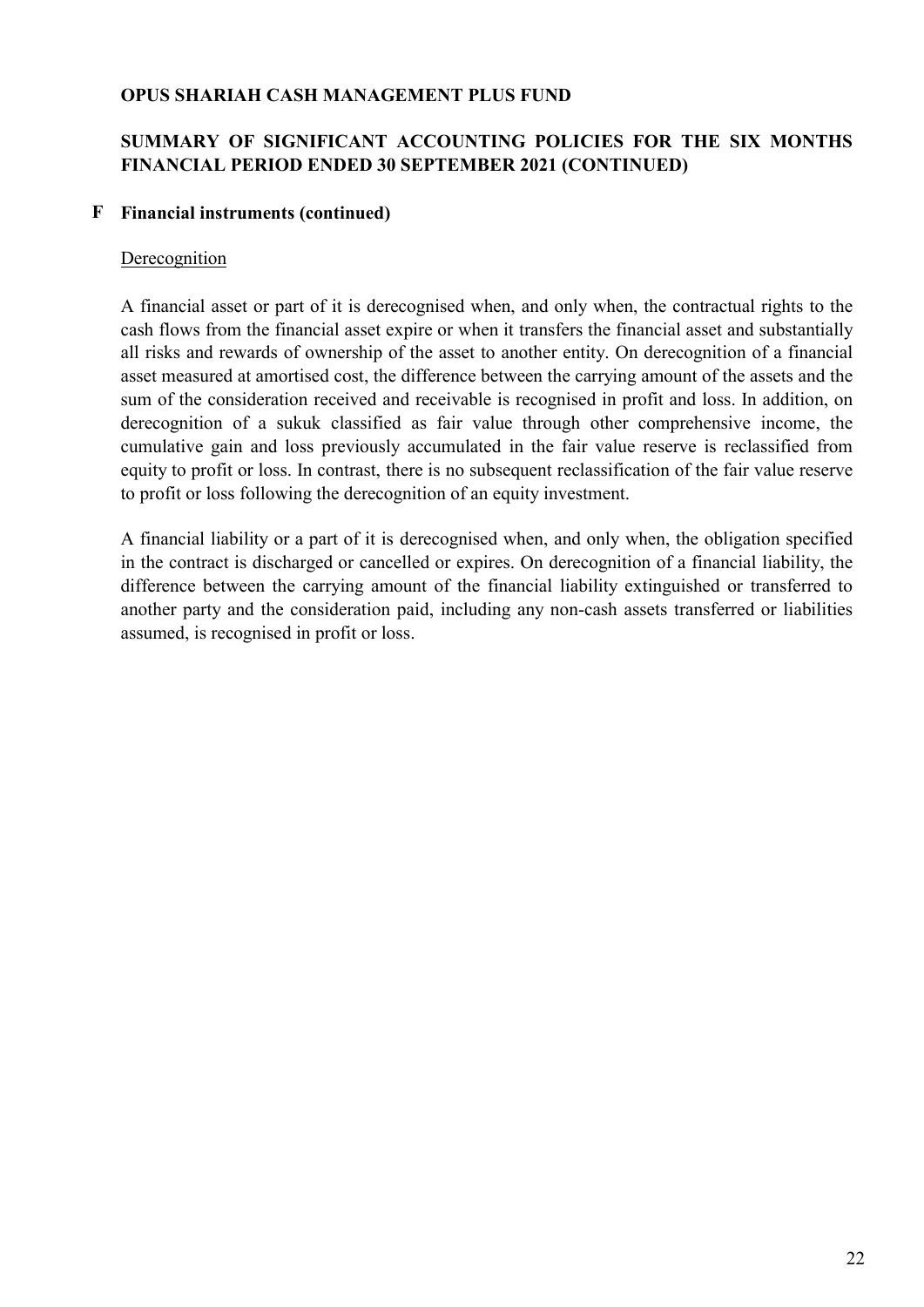**OPUS SHARIAH CASH MANAGEMENT PLUS FUND**

**SUMMARY OF SIGNIFICANT ACCOUNTING POLICIES FOR THE SIX MONTHS FINANCIAL PERIOD ENDED 30 SEPTEMBER 2021 (CONTINUED)**

## F Financial instruments (continued)

Derecognition

A financial asset or part of it is derecognised when, and only when, the contractual rights to the cash flows from the financial asset expire or when it transfers the financial asset and substantially all risks and rewards of ownership of the asset to another entity. On derecognition of a financial asset measured at amortised cost, the difference between the carrying amount of the assets and the sum of the consideration received and receivable is recognised in profit and loss. In addition, on derecognition of a sukuk classified as fair value through other comprehensive income, the cumulative gain and loss previously accumulated in the fair value reserve is reclassified from equity to profit or loss. In contrast, there is no subsequent reclassification of the fair value reserve to profit or loss following the derecognition of an equity investment.

A financial liability or a part of it is derecognised when, and only when, the obligation specified in the contract is discharged or cancelled or expires. On derecognition of a financial liability, the difference between the carrying amount of the financial liability extinguished or transferred to another party and the consideration paid, including any non-cash assets transferred or liabilities assumed, is recognised in profit or loss.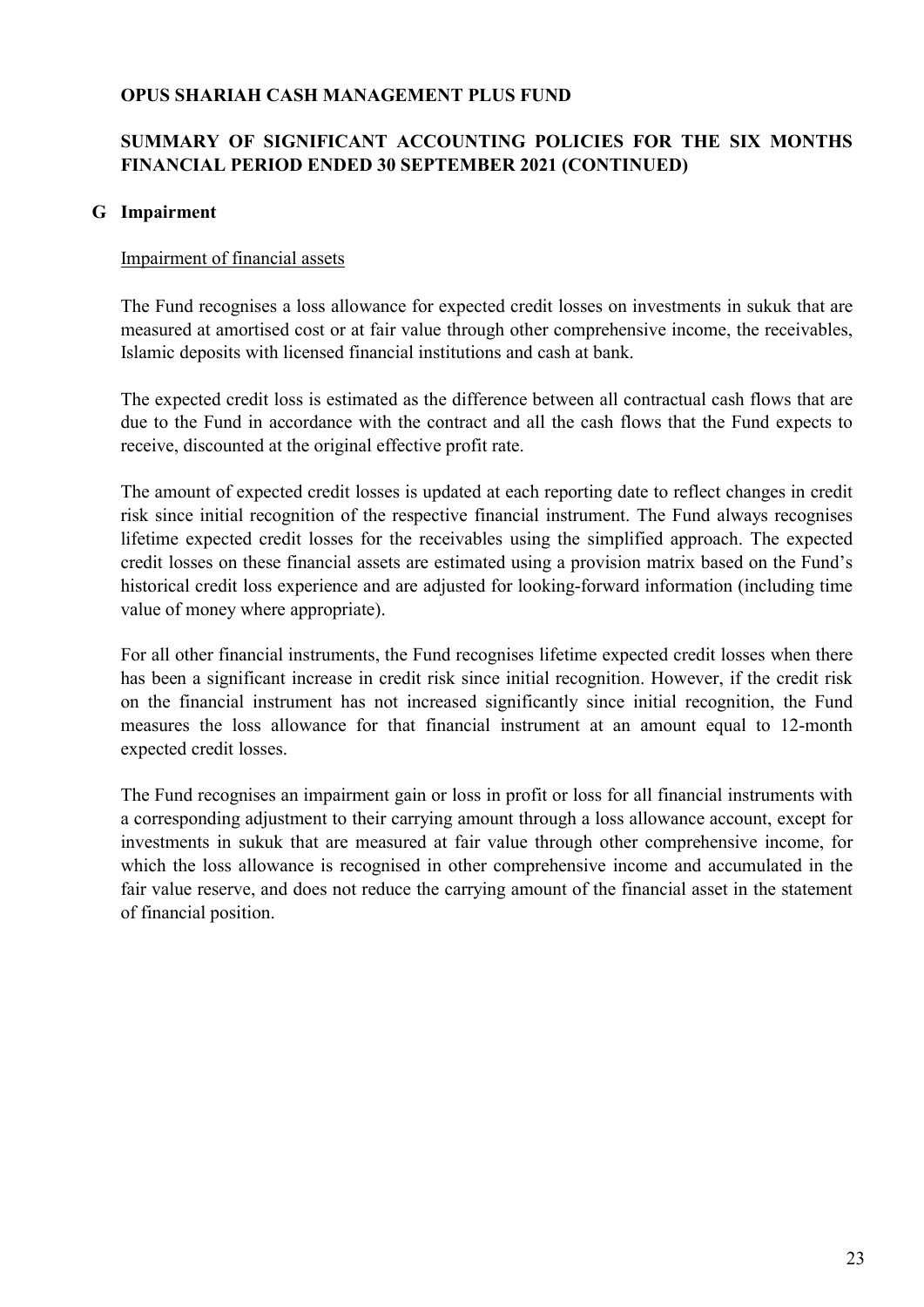**OPUS SHARIAH CASH MANAGEMENT PLUS FUND**

**SUMMARY OF SIGNIFICANT ACCOUNTING POLICIES FOR THE SIX MONTHS FINANCIAL PERIOD ENDED 30 SEPTEMBER 2021 (CONTINUED)**

## G Impairment

Impairment of financial assets

The Fund recognises a loss allowance for expected credit losses on investments in sukuk that are measured at amortised cost or at fair value through other comprehensive income, the receivables, Islamic deposits with licensed financial institutions and cash at bank.

The expected credit loss is estimated as the difference between all contractual cash flows that are due to the Fund in accordance with the contract and all the cash flows that the Fund expects to receive, discounted at the original effective profit rate.

The amount of expected credit losses is updated at each reporting date to reflect changes in credit risk since initial recognition of the respective financial instrument. The Fund always recognises lifetime expected credit losses for the receivables using the simplified approach. The expected credit losses on these financial assets are estimated using a provision matrix based on the Fund's historical credit loss experience and are adjusted for looking-forward information (including time value of money where appropriate).

For all other financial instruments, the Fund recognises lifetime expected credit losses when there has been a significant increase in credit risk since initial recognition. However, if the credit risk on the financial instrument has not increased significantly since initial recognition, the Fund measures the loss allowance for that financial instrument at an amount equal to 12-month expected credit losses.

The Fund recognises an impairment gain or loss in profit or loss for all financial instruments with a corresponding adjustment to their carrying amount through a loss allowance account, except for investments in sukuk that are measured at fair value through other comprehensive income, for which the loss allowance is recognised in other comprehensive income and accumulated in the fair value reserve, and does not reduce the carrying amount of the financial asset in the statement of financial position.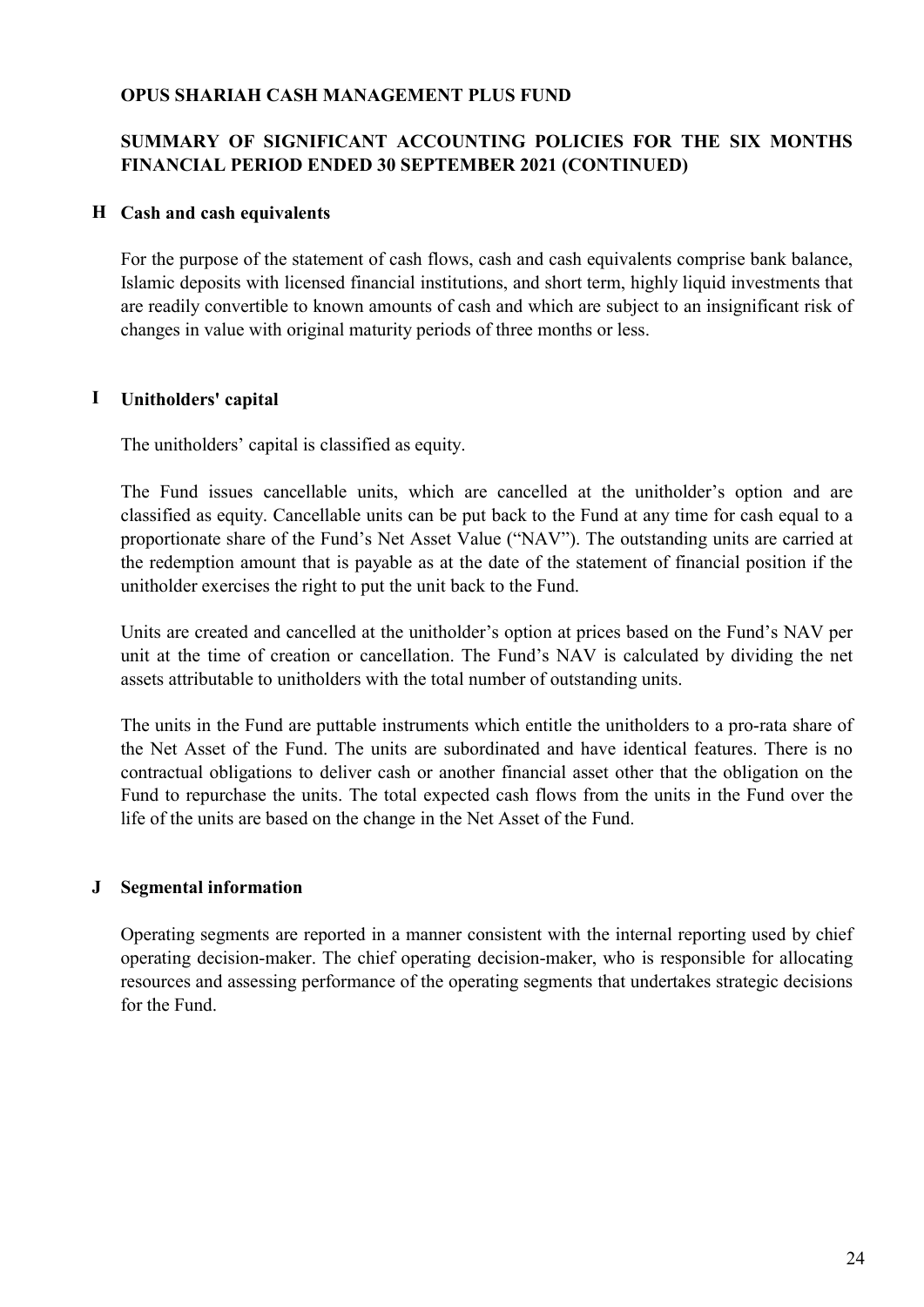**OPUS SHARIAH CASH MANAGEMENT PLUS FUND**

**SUMMARY OF SIGNIFICANT ACCOUNTING POLICIES FOR THE SIX MONTHS FINANCIAL PERIOD ENDED 30 SEPTEMBER 2021 (CONTINUED)**

## H Cash and cash equivalents

For the purpose of the statement of cash flows, cash and cash equivalents comprise bank balance, Islamic deposits with licensed financial institutions, and short term, highly liquid investments that are readily convertible to known amounts of cash and which are subject to an insignificant risk of changes in value with original maturity periods of three months or less.

## I Unitholders' capital

The unitholders' capital is classified as equity.

The Fund issues cancellable units, which are cancelled at the unitholder's option and are classified as equity. Cancellable units can be put back to the Fund at any time for cash equal to a proportionate share of the Fund's Net Asset Value ("NAV"). The outstanding units are carried at the redemption amount that is payable as at the date of the statement of financial position if the unitholder exercises the right to put the unit back to the Fund.

Units are created and cancelled at the unitholder's option at prices based on the Fund's NAV per unit at the time of creation or cancellation. The Fund's NAV is calculated by dividing the net assets attributable to unitholders with the total number of outstanding units.

The units in the Fund are puttable instruments which entitle the unitholders to a pro-rata share of the Net Asset of the Fund. The units are subordinated and have identical features. There is no contractual obligations to deliver cash or another financial asset other that the obligation on the Fund to repurchase the units. The total expected cash flows from the units in the Fund over the life of the units are based on the change in the Net Asset of the Fund.

## J Segmental information

Operating segments are reported in a manner consistent with the internal reporting used by chief operating decision-maker. The chief operating decision-maker, who is responsible for allocating resources and assessing performance of the operating segments that undertakes strategic decisions for the Fund.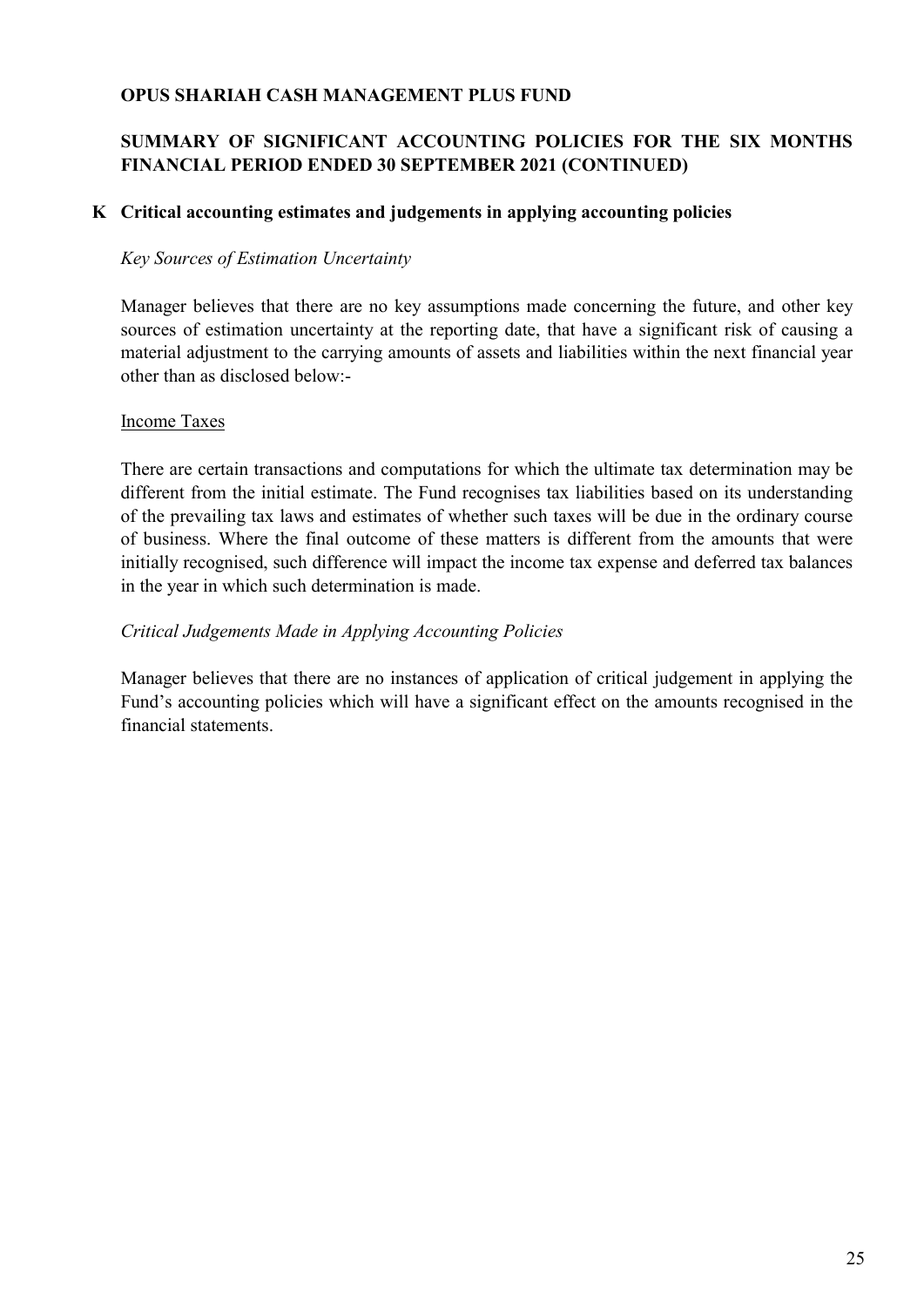**OPUS SHARIAH CASH MANAGEMENT PLUS FUND**

**SUMMARY OF SIGNIFICANT ACCOUNTING POLICIES FOR THE SIX MONTHS FINANCIAL PERIOD ENDED 30 SEPTEMBER 2021 (CONTINUED)**

## K Critical accounting estimates and judgements in applying accounting policies

*Key Sources of Estimation Uncertainty*

Manager believes that there are no key assumptions made concerning the future, and other key sources of estimation uncertainty at the reporting date, that have a significant risk of causing a material adjustment to the carrying amounts of assets and liabilities within the next financial year other than as disclosed below:-

<u>Income Taxes</u>

There are certain transactions and computations for which the ultimate tax determination may be different from the initial estimate. The Fund recognises tax liabilities based on its understanding of the prevailing tax laws and estimates of whether such taxes will be due in the ordinary course of business. Where the final outcome of these matters is different from the amounts that were initially recognised, such difference will impact the income tax expense and deferred tax balances in the year in which such determination is made.

*Critical Judgements Made in Applying Accounting Policies*

Manager believes that there are no instances of application of critical judgement in applying the Fund's accounting policies which will have a significant effect on the amounts recognised in the financial statements.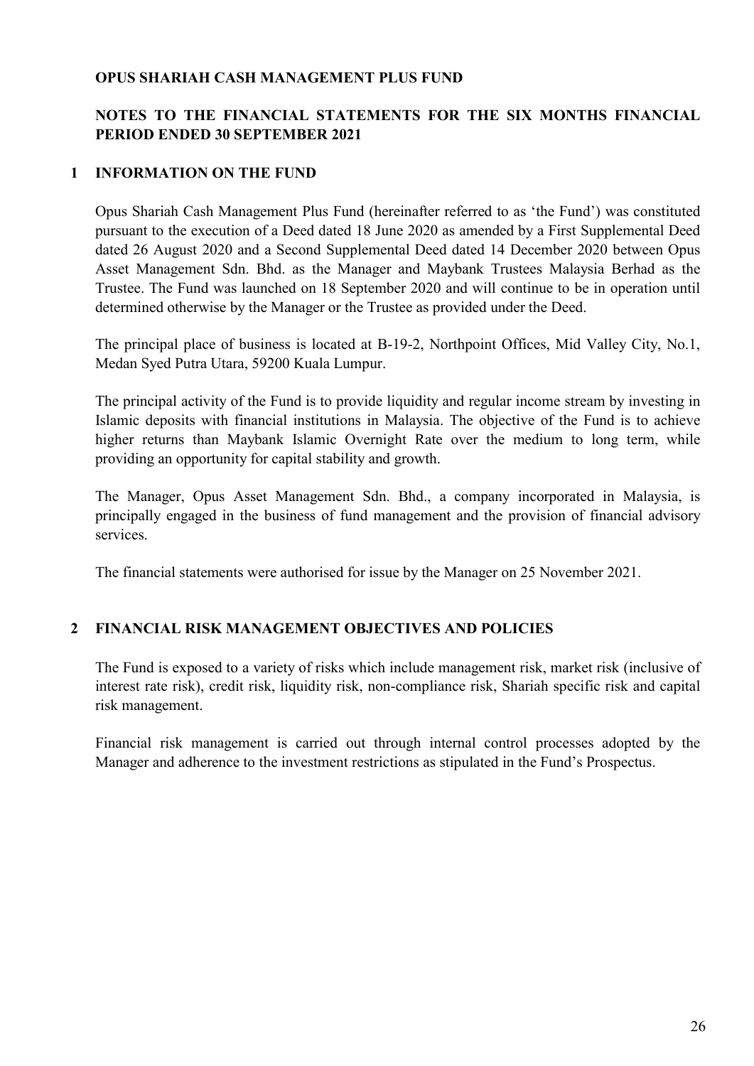**OPUS SHARIAH CASH MANAGEMENT PLUS FUND**

**NOTES TO THE FINANCIAL STATEMENTS FOR THE SIX MONTHS FINANCIAL PERIOD ENDED 30 SEPTEMBER 2021**

## 1 INFORMATION ON THE FUND

Opus Shariah Cash Management Plus Fund (hereinafter referred to as 'the Fund') was constituted pursuant to the execution of a Deed dated 18 June 2020 as amended by a First Supplemental Deed dated 26 August 2020 and a Second Supplemental Deed dated 14 December 2020 between Opus Asset Management Sdn. Bhd. as the Manager and Maybank Trustees Malaysia Berhad as the Trustee. The Fund was launched on 18 September 2020 and will continue to be in operation until determined otherwise by the Manager or the Trustee as provided under the Deed.

The principal place of business is located at B-19-2, Northpoint Offices, Mid Valley City, No.1, Medan Syed Putra Utara, 59200 Kuala Lumpur.

The principal activity of the Fund is to provide liquidity and regular income stream by investing in Islamic deposits with financial institutions in Malaysia. The objective of the Fund is to achieve higher returns than Maybank Islamic Overnight Rate over the medium to long term, while providing an opportunity for capital stability and growth.

The Manager, Opus Asset Management Sdn. Bhd., a company incorporated in Malaysia, is principally engaged in the business of fund management and the provision of financial advisory services.

The financial statements were authorised for issue by the Manager on 25 November 2021.

## 2 FINANCIAL RISK MANAGEMENT OBJECTIVES AND POLICIES

The Fund is exposed to a variety of risks which include management risk, market risk (inclusive of interest rate risk), credit risk, liquidity risk, non-compliance risk, Shariah specific risk and capital risk management.

Financial risk management is carried out through internal control processes adopted by the Manager and adherence to the investment restrictions as stipulated in the Fund's Prospectus.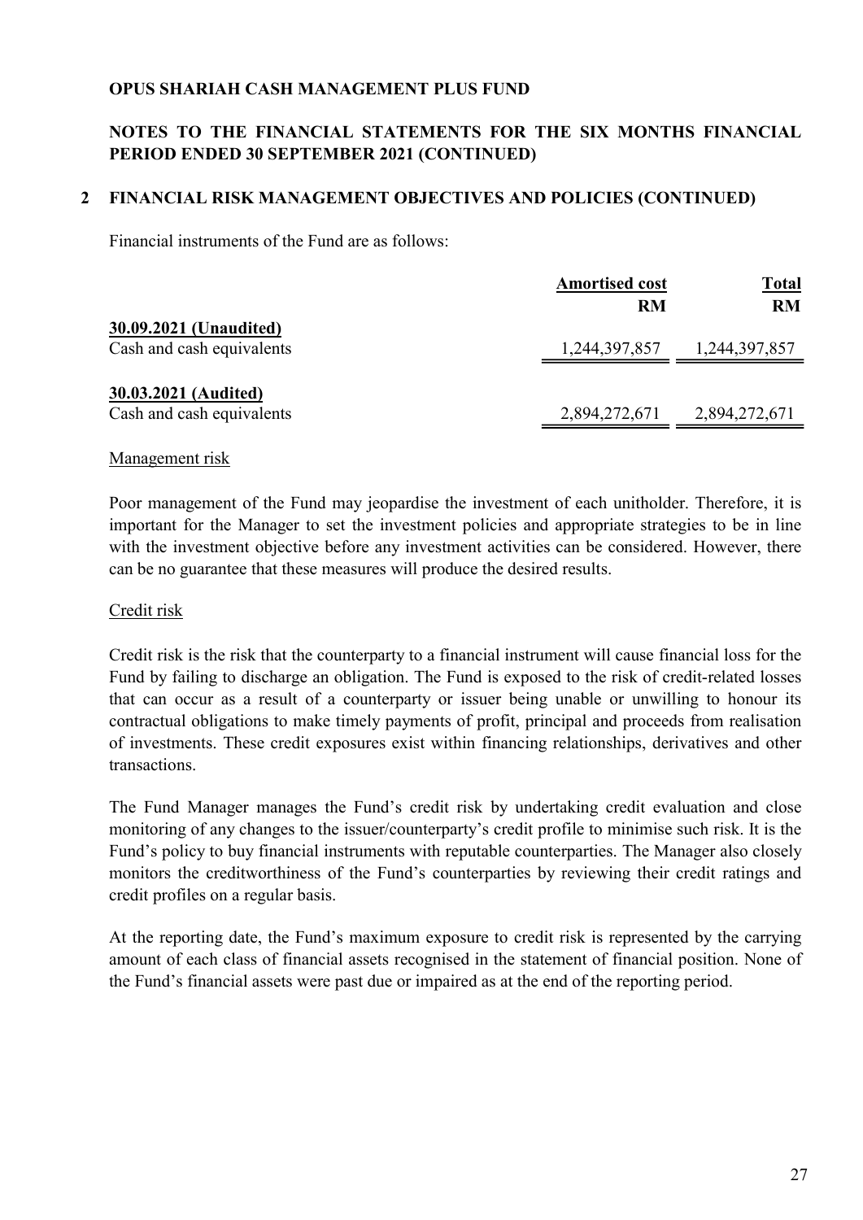**OPUS SHARIAH CASH MANAGEMENT PLUS FUND**

**NOTES TO THE FINANCIAL STATEMENTS FOR THE SIX MONTHS FINANCIAL PERIOD ENDED 30 SEPTEMBER 2021 (CONTINUED)**

**2 FINANCIAL RISK MANAGEMENT OBJECTIVES AND POLICIES (CONTINUED)**

Financial instruments of the Fund are as follows:

| | Amortised cost | Total |
|---|---|---|
| | RM | RM |
| **30.09.2021 (Unaudited)** | | |
| Cash and cash equivalents | 1,244,397,857 | 1,244,397,857 |
| **30.03.2021 (Audited)** | | |
| Cash and cash equivalents | 2,894,272,671 | 2,894,272,671 |

Management risk

Poor management of the Fund may jeopardise the investment of each unitholder. Therefore, it is important for the Manager to set the investment policies and appropriate strategies to be in line with the investment objective before any investment activities can be considered. However, there can be no guarantee that these measures will produce the desired results.

Credit risk

Credit risk is the risk that the counterparty to a financial instrument will cause financial loss for the Fund by failing to discharge an obligation. The Fund is exposed to the risk of credit-related losses that can occur as a result of a counterparty or issuer being unable or unwilling to honour its contractual obligations to make timely payments of profit, principal and proceeds from realisation of investments. These credit exposures exist within financing relationships, derivatives and other transactions.

The Fund Manager manages the Fund's credit risk by undertaking credit evaluation and close monitoring of any changes to the issuer/counterparty's credit profile to minimise such risk. It is the Fund's policy to buy financial instruments with reputable counterparties. The Manager also closely monitors the creditworthiness of the Fund's counterparties by reviewing their credit ratings and credit profiles on a regular basis.

At the reporting date, the Fund's maximum exposure to credit risk is represented by the carrying amount of each class of financial assets recognised in the statement of financial position. None of the Fund's financial assets were past due or impaired as at the end of the reporting period.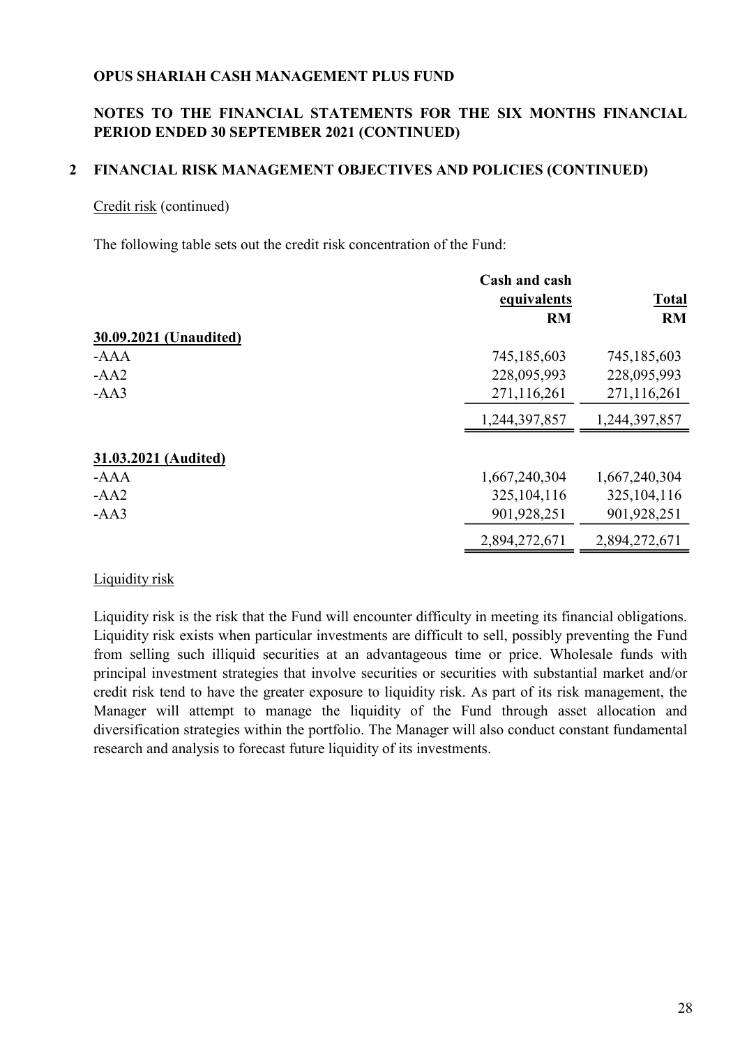**OPUS SHARIAH CASH MANAGEMENT PLUS FUND**

**NOTES TO THE FINANCIAL STATEMENTS FOR THE SIX MONTHS FINANCIAL PERIOD ENDED 30 SEPTEMBER 2021 (CONTINUED)**

## 2 FINANCIAL RISK MANAGEMENT OBJECTIVES AND POLICIES (CONTINUED)

Credit risk (continued)

The following table sets out the credit risk concentration of the Fund:

| | Cash and cash equivalents | Total |
|---|---|---|
| | RM | RM |
| **30.09.2021 (Unaudited)** | | |
| -AAA | 745,185,603 | 745,185,603 |
| -AA2 | 228,095,993 | 228,095,993 |
| -AA3 | 271,116,261 | 271,116,261 |
| | 1,244,397,857 | 1,244,397,857 |
| **31.03.2021 (Audited)** | | |
| -AAA | 1,667,240,304 | 1,667,240,304 |
| -AA2 | 325,104,116 | 325,104,116 |
| -AA3 | 901,928,251 | 901,928,251 |
| | 2,894,272,671 | 2,894,272,671 |

Liquidity risk

Liquidity risk is the risk that the Fund will encounter difficulty in meeting its financial obligations. Liquidity risk exists when particular investments are difficult to sell, possibly preventing the Fund from selling such illiquid securities at an advantageous time or price. Wholesale funds with principal investment strategies that involve securities or securities with substantial market and/or credit risk tend to have the greater exposure to liquidity risk. As part of its risk management, the Manager will attempt to manage the liquidity of the Fund through asset allocation and diversification strategies within the portfolio. The Manager will also conduct constant fundamental research and analysis to forecast future liquidity of its investments.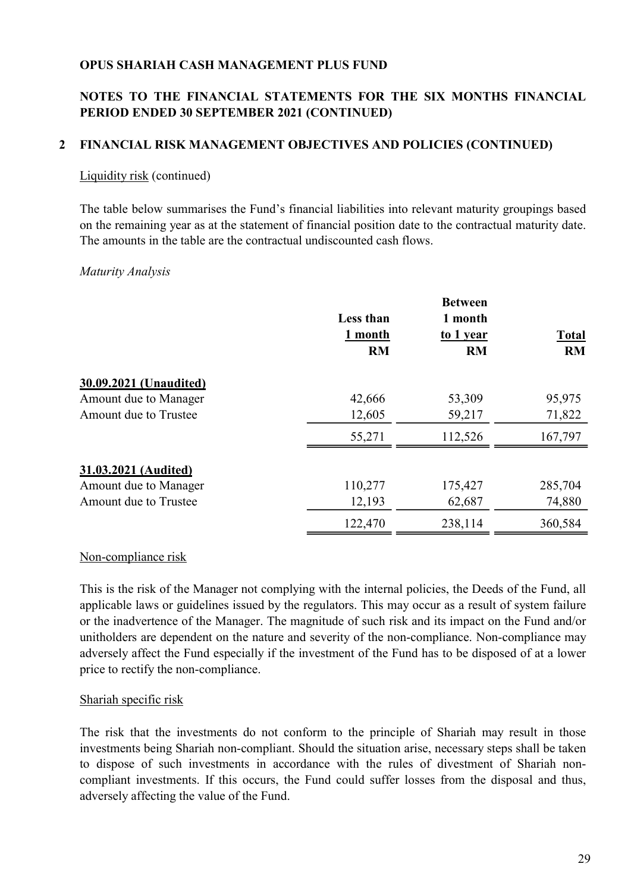**OPUS SHARIAH CASH MANAGEMENT PLUS FUND**

**NOTES TO THE FINANCIAL STATEMENTS FOR THE SIX MONTHS FINANCIAL PERIOD ENDED 30 SEPTEMBER 2021 (CONTINUED)**

## 2 FINANCIAL RISK MANAGEMENT OBJECTIVES AND POLICIES (CONTINUED)

Liquidity risk (continued)

The table below summarises the Fund's financial liabilities into relevant maturity groupings based on the remaining year as at the statement of financial position date to the contractual maturity date. The amounts in the table are the contractual undiscounted cash flows.

*Maturity Analysis*

| | Less than 1 month RM | Between 1 month to 1 year RM | Total RM |
|---|---|---|---|
| **30.09.2021 (Unaudited)** | | | |
| Amount due to Manager | 42,666 | 53,309 | 95,975 |
| Amount due to Trustee | 12,605 | 59,217 | 71,822 |
| | 55,271 | 112,526 | 167,797 |
| **31.03.2021 (Audited)** | | | |
| Amount due to Manager | 110,277 | 175,427 | 285,704 |
| Amount due to Trustee | 12,193 | 62,687 | 74,880 |
| | 122,470 | 238,114 | 360,584 |

Non-compliance risk

This is the risk of the Manager not complying with the internal policies, the Deeds of the Fund, all applicable laws or guidelines issued by the regulators. This may occur as a result of system failure or the inadvertence of the Manager. The magnitude of such risk and its impact on the Fund and/or unitholders are dependent on the nature and severity of the non-compliance. Non-compliance may adversely affect the Fund especially if the investment of the Fund has to be disposed of at a lower price to rectify the non-compliance.

Shariah specific risk

The risk that the investments do not conform to the principle of Shariah may result in those investments being Shariah non-compliant. Should the situation arise, necessary steps shall be taken to dispose of such investments in accordance with the rules of divestment of Shariah non-compliant investments. If this occurs, the Fund could suffer losses from the disposal and thus, adversely affecting the value of the Fund.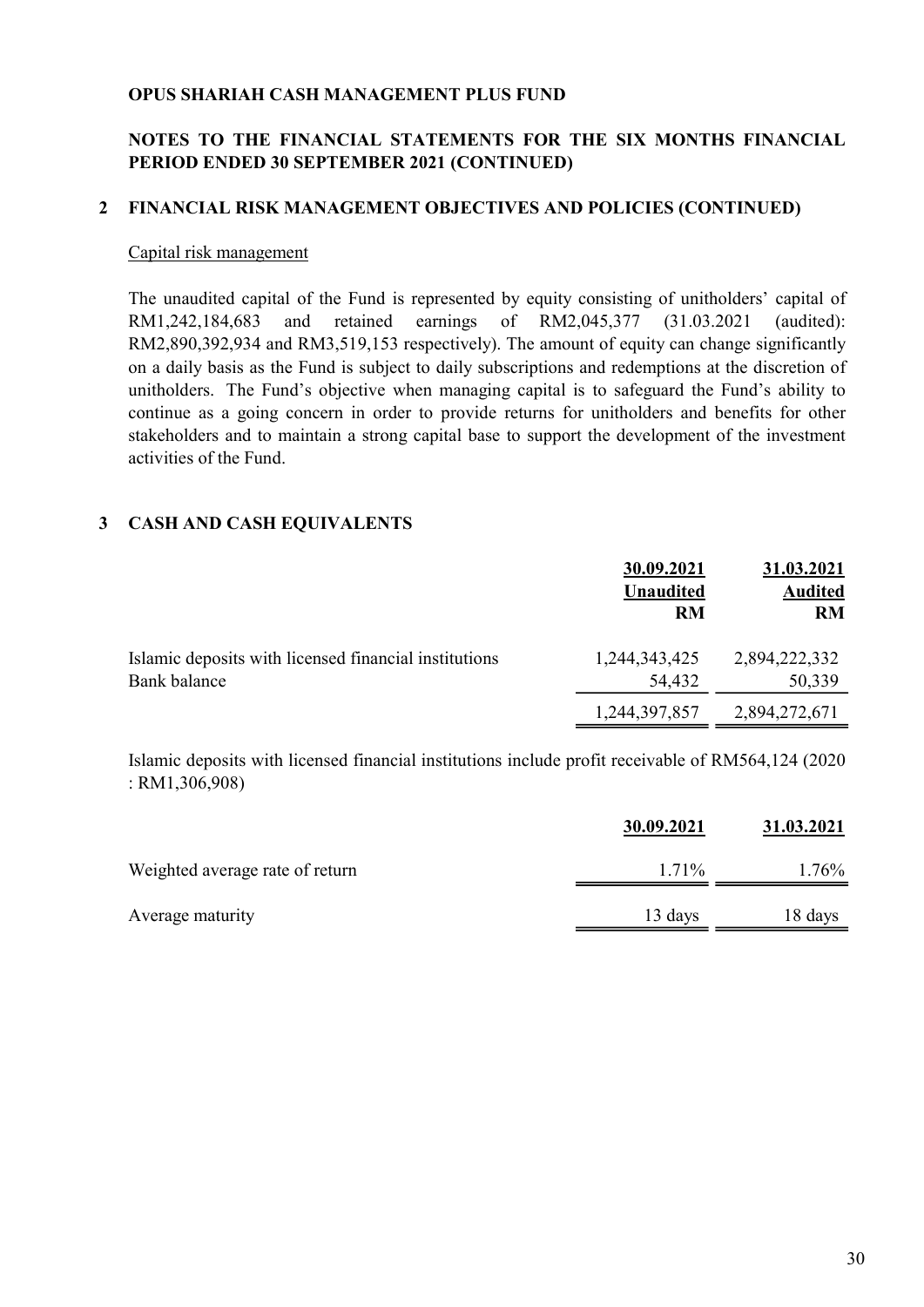**OPUS SHARIAH CASH MANAGEMENT PLUS FUND**

**NOTES TO THE FINANCIAL STATEMENTS FOR THE SIX MONTHS FINANCIAL PERIOD ENDED 30 SEPTEMBER 2021 (CONTINUED)**

## 2 FINANCIAL RISK MANAGEMENT OBJECTIVES AND POLICIES (CONTINUED)

Capital risk management

The unaudited capital of the Fund is represented by equity consisting of unitholders' capital of RM1,242,184,683 and retained earnings of RM2,045,377 (31.03.2021 (audited): RM2,890,392,934 and RM3,519,153 respectively). The amount of equity can change significantly on a daily basis as the Fund is subject to daily subscriptions and redemptions at the discretion of unitholders. The Fund's objective when managing capital is to safeguard the Fund's ability to continue as a going concern in order to provide returns for unitholders and benefits for other stakeholders and to maintain a strong capital base to support the development of the investment activities of the Fund.

## 3 CASH AND CASH EQUIVALENTS

| | 30.09.2021 Unaudited RM | 31.03.2021 Audited RM |
|---|---|---|
| Islamic deposits with licensed financial institutions | 1,244,343,425 | 2,894,222,332 |
| Bank balance | 54,432 | 50,339 |
| | 1,244,397,857 | 2,894,272,671 |

Islamic deposits with licensed financial institutions include profit receivable of RM564,124 (2020 : RM1,306,908)

| | 30.09.2021 | 31.03.2021 |
|---|---|---|
| Weighted average rate of return | 1.71% | 1.76% |
| Average maturity | 13 days | 18 days |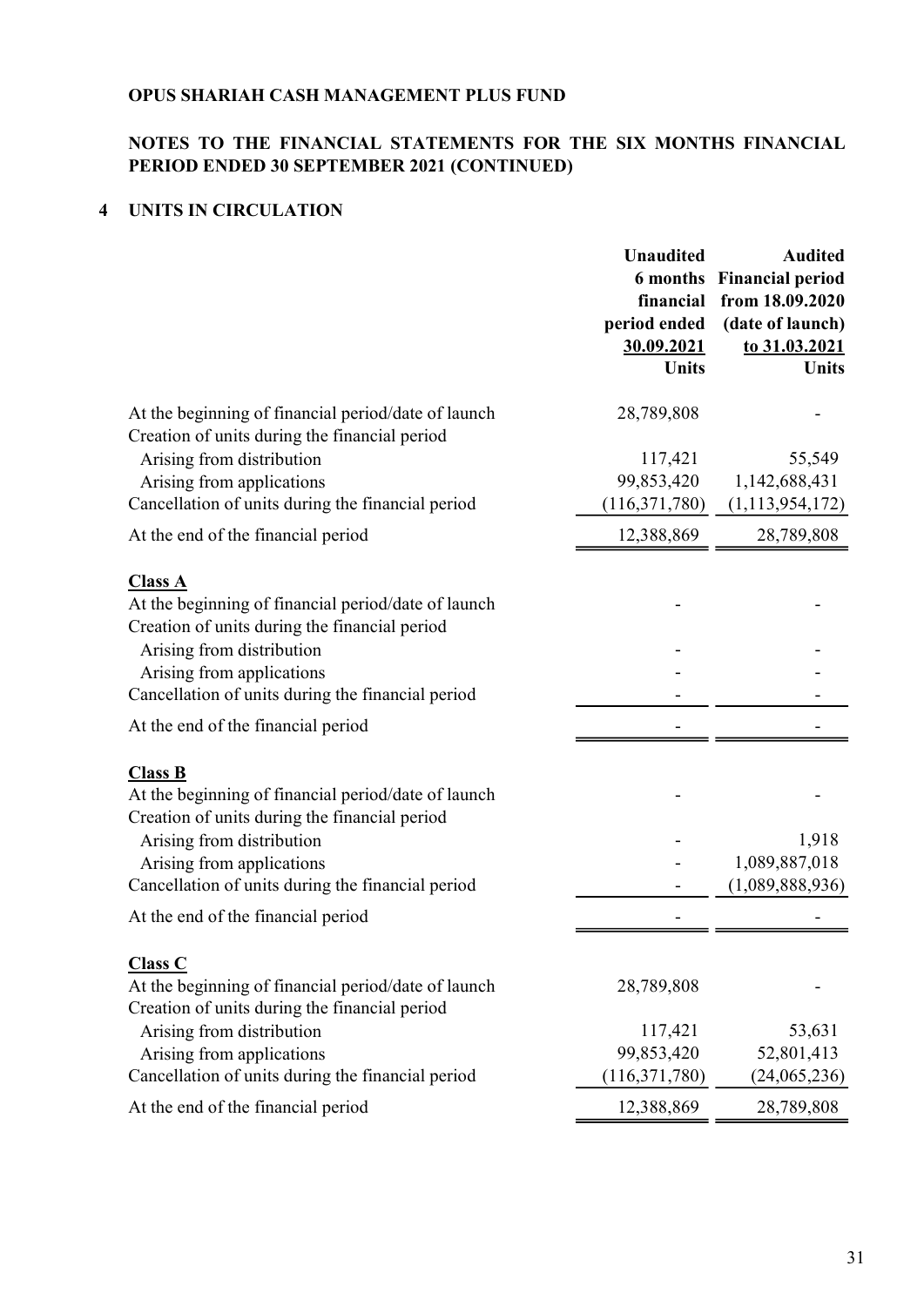**OPUS SHARIAH CASH MANAGEMENT PLUS FUND**

**NOTES TO THE FINANCIAL STATEMENTS FOR THE SIX MONTHS FINANCIAL PERIOD ENDED 30 SEPTEMBER 2021 (CONTINUED)**

## 4 UNITS IN CIRCULATION

| | Unaudited 6 months financial period ended 30.09.2021 Units | Audited Financial period from 18.09.2020 (date of launch) to 31.03.2021 Units |
|---|---|---|
| At the beginning of financial period/date of launch | 28,789,808 | - |
| Creation of units during the financial period | | |
| Arising from distribution | 117,421 | 55,549 |
| Arising from applications | 99,853,420 | 1,142,688,431 |
| Cancellation of units during the financial period | (116,371,780) | (1,113,954,172) |
| At the end of the financial period | 12,388,869 | 28,789,808 |
| **Class A** | | |
| At the beginning of financial period/date of launch | - | - |
| Creation of units during the financial period | | |
| Arising from distribution | - | - |
| Arising from applications | - | - |
| Cancellation of units during the financial period | - | - |
| At the end of the financial period | - | - |
| **Class B** | | |
| At the beginning of financial period/date of launch | - | - |
| Creation of units during the financial period | | |
| Arising from distribution | - | 1,918 |
| Arising from applications | - | 1,089,887,018 |
| Cancellation of units during the financial period | - | (1,089,888,936) |
| At the end of the financial period | - | - |
| **Class C** | | |
| At the beginning of financial period/date of launch | 28,789,808 | - |
| Creation of units during the financial period | | |
| Arising from distribution | 117,421 | 53,631 |
| Arising from applications | 99,853,420 | 52,801,413 |
| Cancellation of units during the financial period | (116,371,780) | (24,065,236) |
| At the end of the financial period | 12,388,869 | 28,789,808 |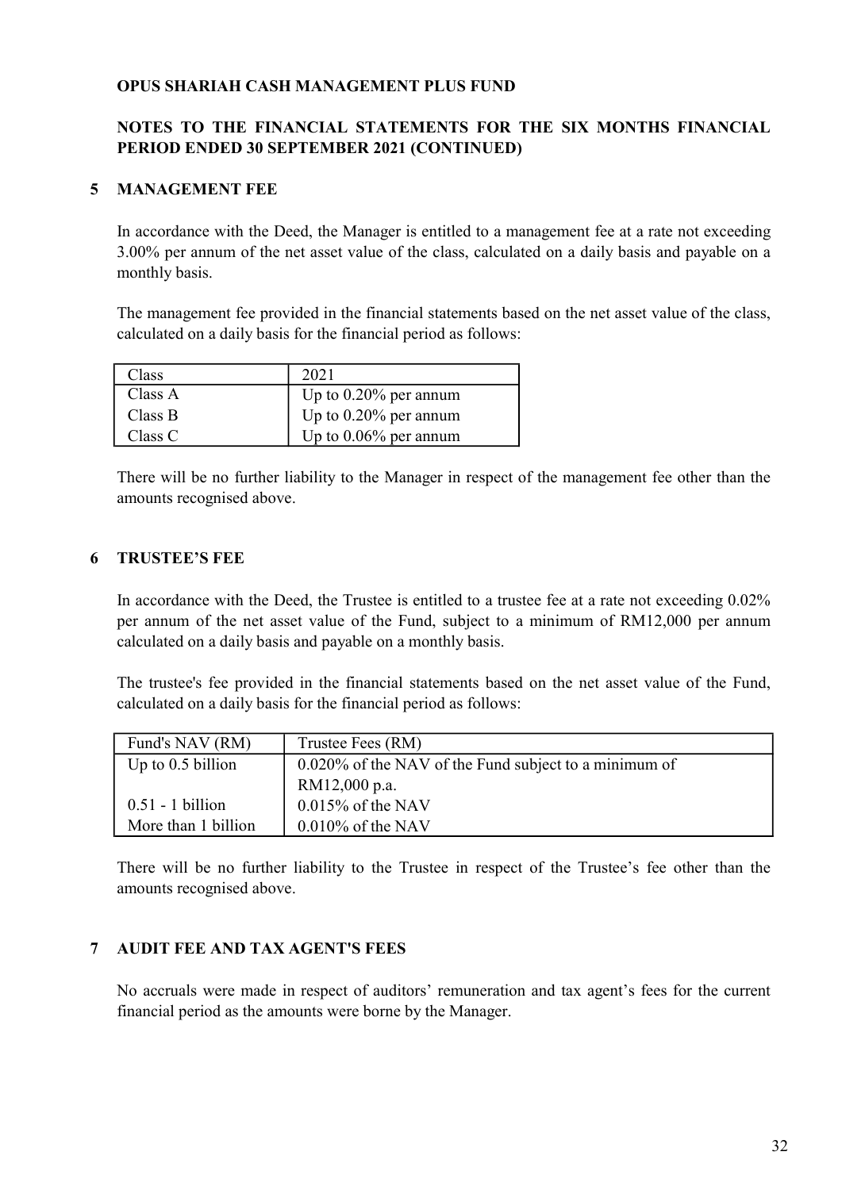**OPUS SHARIAH CASH MANAGEMENT PLUS FUND**

**NOTES TO THE FINANCIAL STATEMENTS FOR THE SIX MONTHS FINANCIAL PERIOD ENDED 30 SEPTEMBER 2021 (CONTINUED)**

## 5 MANAGEMENT FEE

In accordance with the Deed, the Manager is entitled to a management fee at a rate not exceeding 3.00% per annum of the net asset value of the class, calculated on a daily basis and payable on a monthly basis.

The management fee provided in the financial statements based on the net asset value of the class, calculated on a daily basis for the financial period as follows:

| Class | 2021 |
|---|---|
| Class A | Up to 0.20% per annum |
| Class B | Up to 0.20% per annum |
| Class C | Up to 0.06% per annum |

There will be no further liability to the Manager in respect of the management fee other than the amounts recognised above.

## 6 TRUSTEE'S FEE

In accordance with the Deed, the Trustee is entitled to a trustee fee at a rate not exceeding 0.02% per annum of the net asset value of the Fund, subject to a minimum of RM12,000 per annum calculated on a daily basis and payable on a monthly basis.

The trustee's fee provided in the financial statements based on the net asset value of the Fund, calculated on a daily basis for the financial period as follows:

| Fund's NAV (RM) | Trustee Fees (RM) |
|---|---|
| Up to 0.5 billion | 0.020% of the NAV of the Fund subject to a minimum of RM12,000 p.a. |
| 0.51 - 1 billion | 0.015% of the NAV |
| More than 1 billion | 0.010% of the NAV |

There will be no further liability to the Trustee in respect of the Trustee's fee other than the amounts recognised above.

## 7 AUDIT FEE AND TAX AGENT'S FEES

No accruals were made in respect of auditors' remuneration and tax agent's fees for the current financial period as the amounts were borne by the Manager.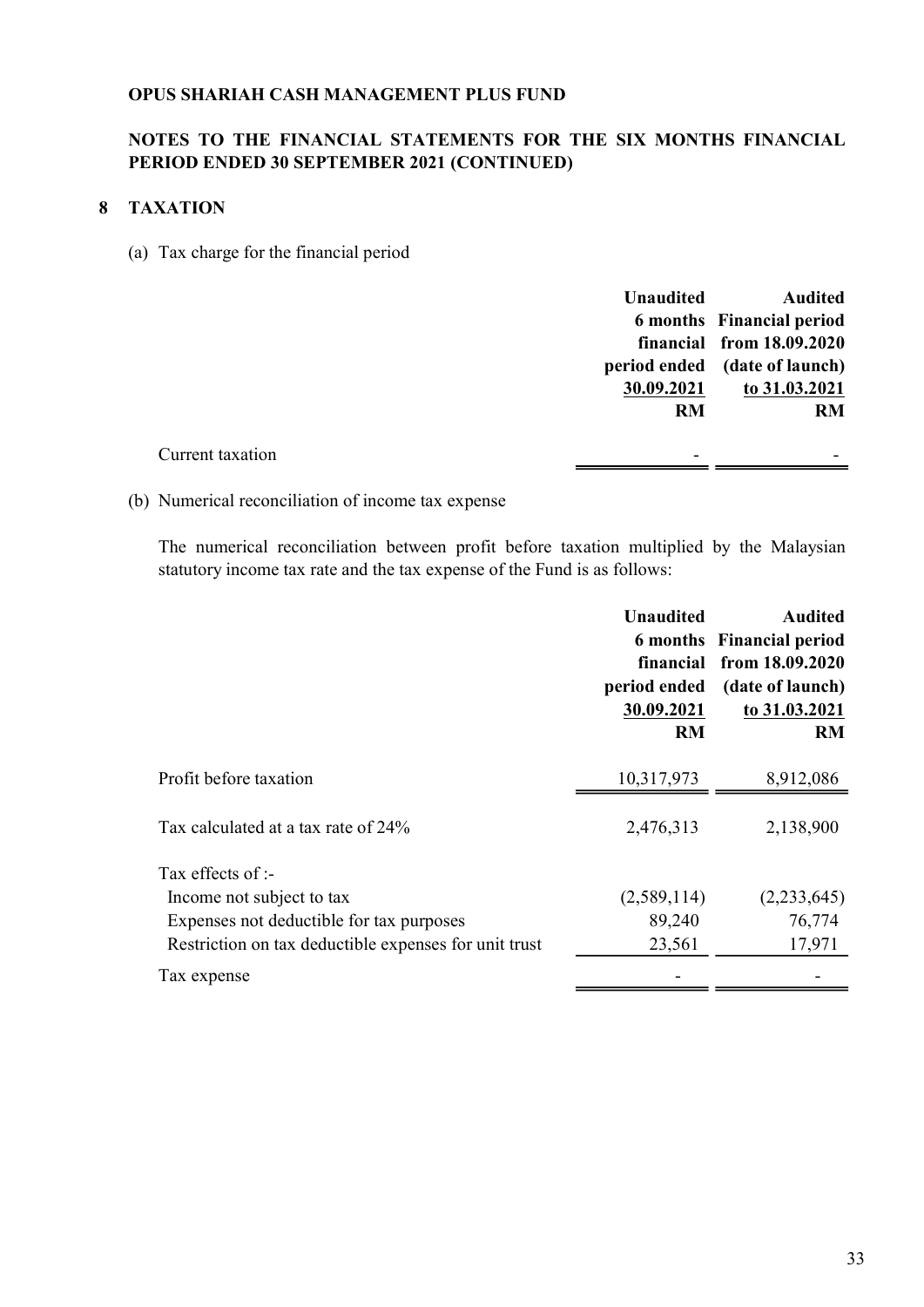**OPUS SHARIAH CASH MANAGEMENT PLUS FUND**

**NOTES TO THE FINANCIAL STATEMENTS FOR THE SIX MONTHS FINANCIAL PERIOD ENDED 30 SEPTEMBER 2021 (CONTINUED)**

## 8 TAXATION

(a) Tax charge for the financial period

| | Unaudited 6 months financial period ended 30.09.2021 RM | Audited Financial period from 18.09.2020 (date of launch) to 31.03.2021 RM |
|---|---|---|
| Current taxation | - | - |

(b) Numerical reconciliation of income tax expense

The numerical reconciliation between profit before taxation multiplied by the Malaysian statutory income tax rate and the tax expense of the Fund is as follows:

| | Unaudited 6 months financial period ended 30.09.2021 RM | Audited Financial period from 18.09.2020 (date of launch) to 31.03.2021 RM |
|---|---|---|
| Profit before taxation | 10,317,973 | 8,912,086 |
| Tax calculated at a tax rate of 24% | 2,476,313 | 2,138,900 |
| Tax effects of :- | | |
| Income not subject to tax | (2,589,114) | (2,233,645) |
| Expenses not deductible for tax purposes | 89,240 | 76,774 |
| Restriction on tax deductible expenses for unit trust | 23,561 | 17,971 |
| Tax expense | - | - |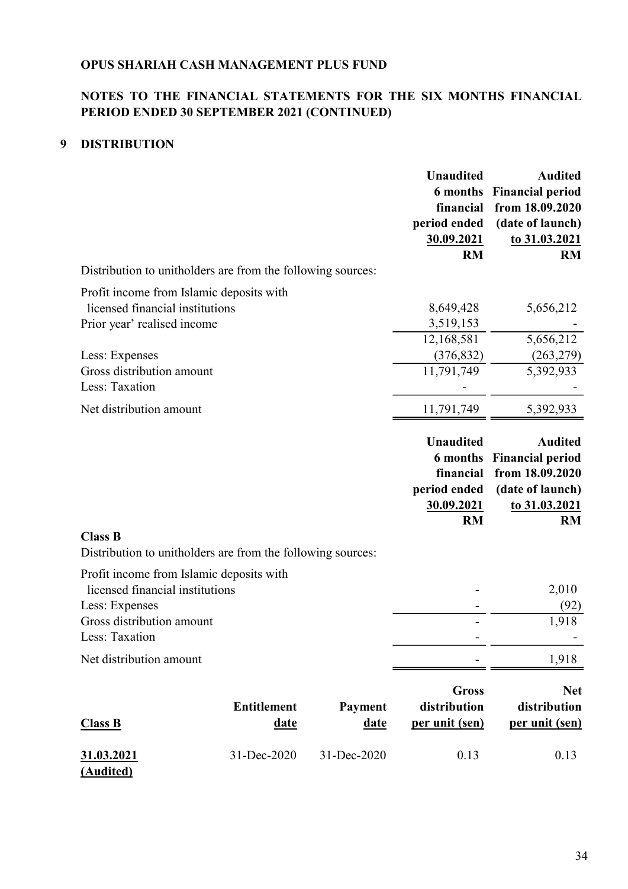**OPUS SHARIAH CASH MANAGEMENT PLUS FUND**

**NOTES TO THE FINANCIAL STATEMENTS FOR THE SIX MONTHS FINANCIAL PERIOD ENDED 30 SEPTEMBER 2021 (CONTINUED)**

## 9 DISTRIBUTION

| | Unaudited 6 months financial period ended 30.09.2021 RM | Audited Financial period from 18.09.2020 (date of launch) to 31.03.2021 RM |
|---|---|---|
| Distribution to unitholders are from the following sources: | | |
| Profit income from Islamic deposits with licensed financial institutions | 8,649,428 | 5,656,212 |
| Prior year' realised income | 3,519,153 | - |
| | 12,168,581 | 5,656,212 |
| Less: Expenses | (376,832) | (263,279) |
| Gross distribution amount | 11,791,749 | 5,392,933 |
| Less: Taxation | - | - |
| Net distribution amount | 11,791,749 | 5,392,933 |

| | Unaudited 6 months financial period ended 30.09.2021 RM | Audited Financial period from 18.09.2020 (date of launch) to 31.03.2021 RM |
|---|---|---|
| **Class B** | | |
| Distribution to unitholders are from the following sources: | | |
| Profit income from Islamic deposits with licensed financial institutions | - | 2,010 |
| Less: Expenses | - | (92) |
| Gross distribution amount | - | 1,918 |
| Less: Taxation | - | - |
| Net distribution amount | - | 1,918 |

| **Class B** | Entitlement date | Payment date | Gross distribution per unit (sen) | Net distribution per unit (sen) |
|---|---|---|---|---|
| **31.03.2021 (Audited)** | 31-Dec-2020 | 31-Dec-2020 | 0.13 | 0.13 |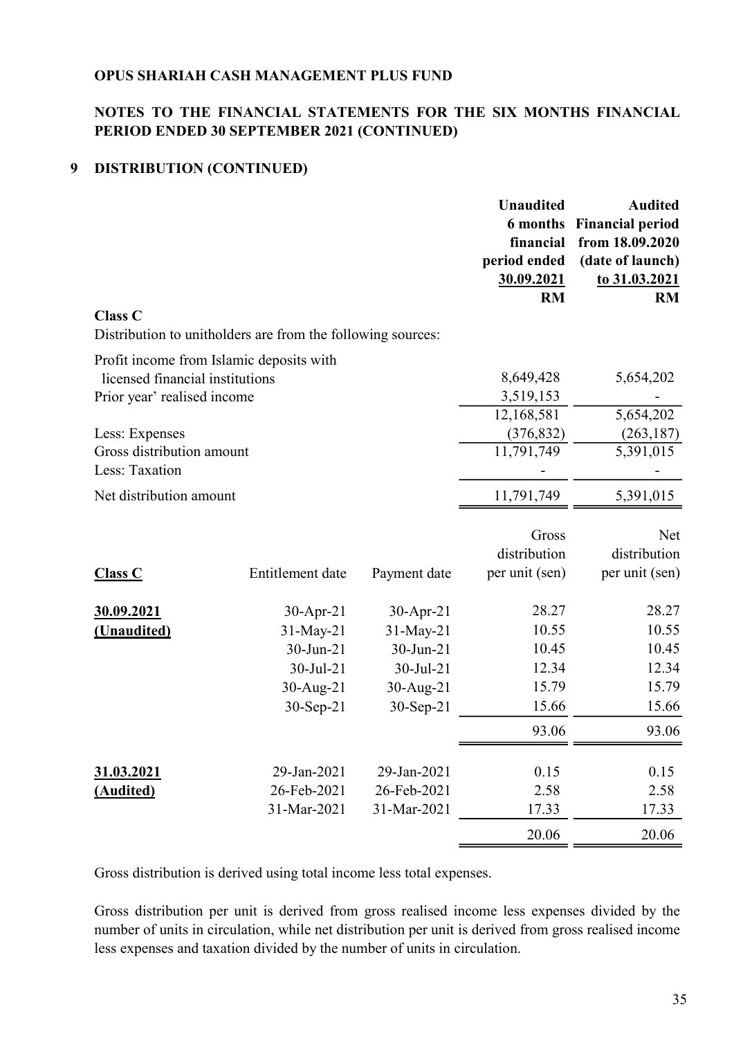**OPUS SHARIAH CASH MANAGEMENT PLUS FUND**

**NOTES TO THE FINANCIAL STATEMENTS FOR THE SIX MONTHS FINANCIAL PERIOD ENDED 30 SEPTEMBER 2021 (CONTINUED)**

## 9 DISTRIBUTION (CONTINUED)

| | Unaudited 6 months financial period ended 30.09.2021 RM | Audited Financial period from 18.09.2020 (date of launch) to 31.03.2021 RM |
|---|---|---|
| **Class C** | | |
| Distribution to unitholders are from the following sources: | | |
| Profit income from Islamic deposits with licensed financial institutions | 8,649,428 | 5,654,202 |
| Prior year' realised income | 3,519,153 | - |
| | 12,168,581 | 5,654,202 |
| Less: Expenses | (376,832) | (263,187) |
| Gross distribution amount | 11,791,749 | 5,391,015 |
| Less: Taxation | - | - |
| Net distribution amount | 11,791,749 | 5,391,015 |

| Class C | Entitlement date | Payment date | Gross distribution per unit (sen) | Net distribution per unit (sen) |
|---|---|---|---|---|
| **30.09.2021** | 30-Apr-21 | 30-Apr-21 | 28.27 | 28.27 |
| **(Unaudited)** | 31-May-21 | 31-May-21 | 10.55 | 10.55 |
| | 30-Jun-21 | 30-Jun-21 | 10.45 | 10.45 |
| | 30-Jul-21 | 30-Jul-21 | 12.34 | 12.34 |
| | 30-Aug-21 | 30-Aug-21 | 15.79 | 15.79 |
| | 30-Sep-21 | 30-Sep-21 | 15.66 | 15.66 |
| | | | 93.06 | 93.06 |
| **31.03.2021** | 29-Jan-2021 | 29-Jan-2021 | 0.15 | 0.15 |
| **(Audited)** | 26-Feb-2021 | 26-Feb-2021 | 2.58 | 2.58 |
| | 31-Mar-2021 | 31-Mar-2021 | 17.33 | 17.33 |
| | | | 20.06 | 20.06 |

Gross distribution is derived using total income less total expenses.

Gross distribution per unit is derived from gross realised income less expenses divided by the number of units in circulation, while net distribution per unit is derived from gross realised income less expenses and taxation divided by the number of units in circulation.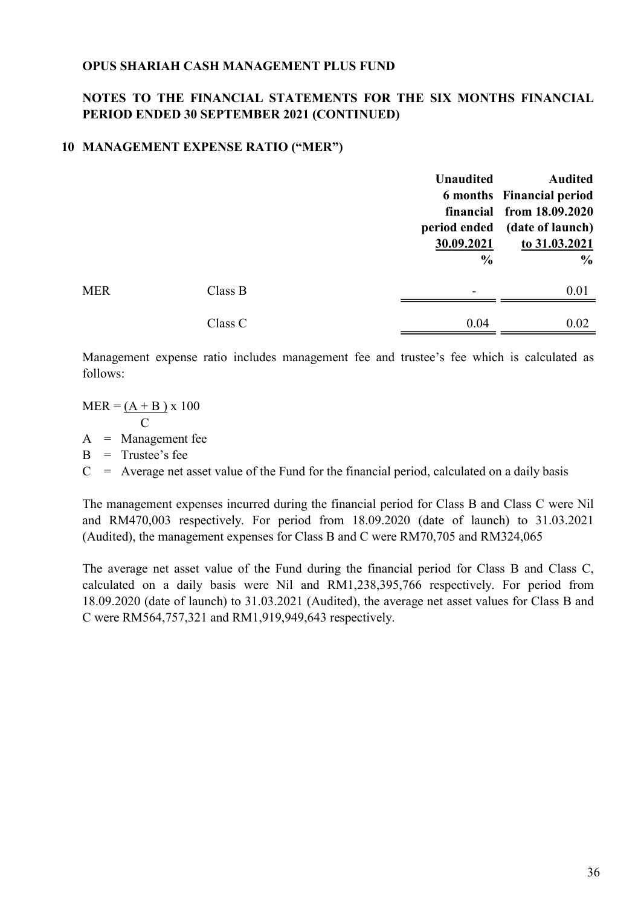**OPUS SHARIAH CASH MANAGEMENT PLUS FUND**

**NOTES TO THE FINANCIAL STATEMENTS FOR THE SIX MONTHS FINANCIAL PERIOD ENDED 30 SEPTEMBER 2021 (CONTINUED)**

## 10 MANAGEMENT EXPENSE RATIO ("MER")

| | | Unaudited 6 months financial period ended 30.09.2021 | Audited Financial period from 18.09.2020 (date of launch) to 31.03.2021 |
|---|---|---|---|
| | | % | % |
| MER | Class B | - | 0.01 |
| | Class C | 0.04 | 0.02 |

Management expense ratio includes management fee and trustee's fee which is calculated as follows:

$$MER = \frac{(A + B)}{C} \times 100$$

A = Management fee
B = Trustee's fee
C = Average net asset value of the Fund for the financial period, calculated on a daily basis

The management expenses incurred during the financial period for Class B and Class C were Nil and RM470,003 respectively. For period from 18.09.2020 (date of launch) to 31.03.2021 (Audited), the management expenses for Class B and C were RM70,705 and RM324,065

The average net asset value of the Fund during the financial period for Class B and Class C, calculated on a daily basis were Nil and RM1,238,395,766 respectively. For period from 18.09.2020 (date of launch) to 31.03.2021 (Audited), the average net asset values for Class B and C were RM564,757,321 and RM1,919,949,643 respectively.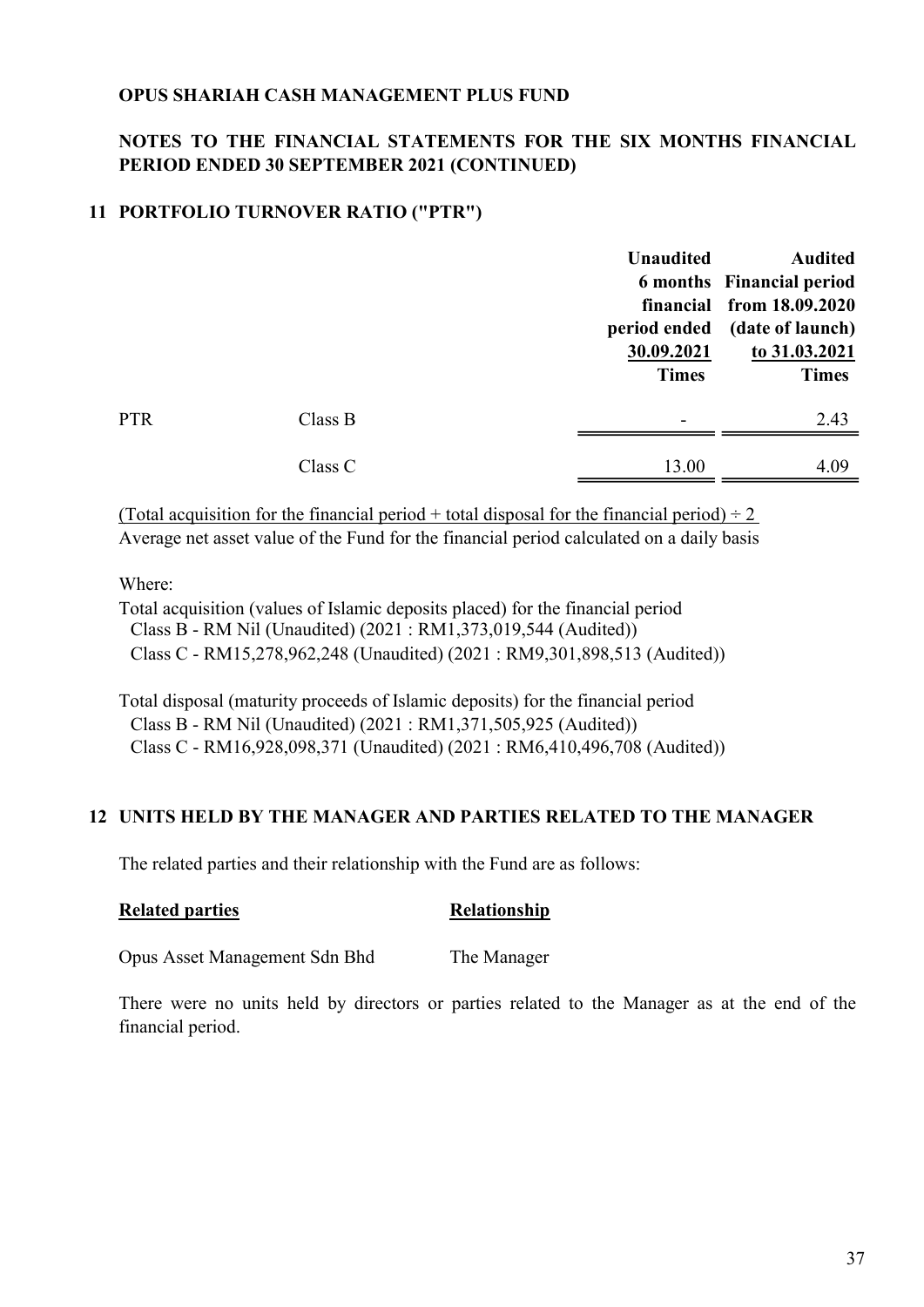**OPUS SHARIAH CASH MANAGEMENT PLUS FUND**

**NOTES TO THE FINANCIAL STATEMENTS FOR THE SIX MONTHS FINANCIAL PERIOD ENDED 30 SEPTEMBER 2021 (CONTINUED)**

## 11 PORTFOLIO TURNOVER RATIO ("PTR")

| | | Unaudited 6 months financial period ended 30.09.2021 | Audited Financial period from 18.09.2020 (date of launch) to 31.03.2021 |
|---|---|---|---|
| | | Times | Times |
| PTR | Class B | - | 2.43 |
| | Class C | 13.00 | 4.09 |

$$\frac{\text{(Total acquisition for the financial period + total disposal for the financial period)} \div 2}{\text{Average net asset value of the Fund for the financial period calculated on a daily basis}}$$

Where:

Total acquisition (values of Islamic deposits placed) for the financial period
Class B - RM Nil (Unaudited) (2021 : RM1,373,019,544 (Audited))
Class C - RM15,278,962,248 (Unaudited) (2021 : RM9,301,898,513 (Audited))

Total disposal (maturity proceeds of Islamic deposits) for the financial period
Class B - RM Nil (Unaudited) (2021 : RM1,371,505,925 (Audited))
Class C - RM16,928,098,371 (Unaudited) (2021 : RM6,410,496,708 (Audited))

## 12 UNITS HELD BY THE MANAGER AND PARTIES RELATED TO THE MANAGER

The related parties and their relationship with the Fund are as follows:

| **Related parties** | **Relationship** |
|---|---|
| Opus Asset Management Sdn Bhd | The Manager |

There were no units held by directors or parties related to the Manager as at the end of the financial period.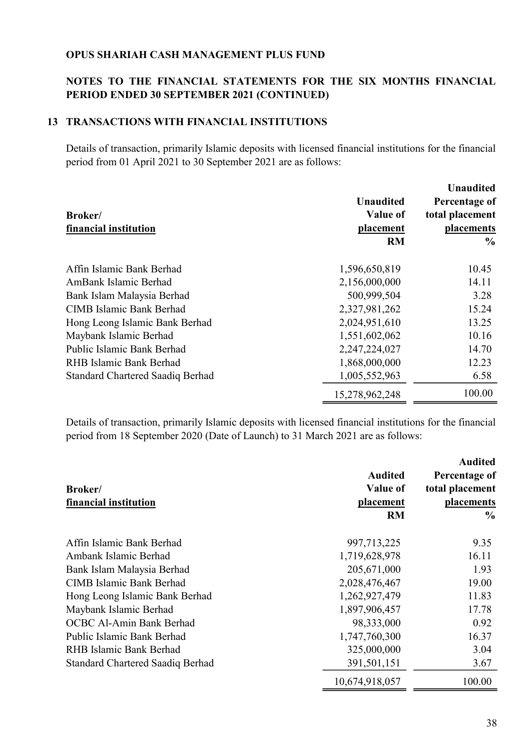**OPUS SHARIAH CASH MANAGEMENT PLUS FUND**

**NOTES TO THE FINANCIAL STATEMENTS FOR THE SIX MONTHS FINANCIAL PERIOD ENDED 30 SEPTEMBER 2021 (CONTINUED)**

## 13 TRANSACTIONS WITH FINANCIAL INSTITUTIONS

Details of transaction, primarily Islamic deposits with licensed financial institutions for the financial period from 01 April 2021 to 30 September 2021 are as follows:

| Broker/ financial institution | Unaudited Value of placement RM | Unaudited Percentage of total placement placements % |
|---|---|---|
| Affin Islamic Bank Berhad | 1,596,650,819 | 10.45 |
| AmBank Islamic Berhad | 2,156,000,000 | 14.11 |
| Bank Islam Malaysia Berhad | 500,999,504 | 3.28 |
| CIMB Islamic Bank Berhad | 2,327,981,262 | 15.24 |
| Hong Leong Islamic Bank Berhad | 2,024,951,610 | 13.25 |
| Maybank Islamic Berhad | 1,551,602,062 | 10.16 |
| Public Islamic Bank Berhad | 2,247,224,027 | 14.70 |
| RHB Islamic Bank Berhad | 1,868,000,000 | 12.23 |
| Standard Chartered Saadiq Berhad | 1,005,552,963 | 6.58 |
| | 15,278,962,248 | 100.00 |

Details of transaction, primarily Islamic deposits with licensed financial institutions for the financial period from 18 September 2020 (Date of Launch) to 31 March 2021 are as follows:

| Broker/ financial institution | Audited Value of placement RM | Audited Percentage of total placement placements % |
|---|---|---|
| Affin Islamic Bank Berhad | 997,713,225 | 9.35 |
| Ambank Islamic Berhad | 1,719,628,978 | 16.11 |
| Bank Islam Malaysia Berhad | 205,671,000 | 1.93 |
| CIMB Islamic Bank Berhad | 2,028,476,467 | 19.00 |
| Hong Leong Islamic Bank Berhad | 1,262,927,479 | 11.83 |
| Maybank Islamic Berhad | 1,897,906,457 | 17.78 |
| OCBC Al-Amin Bank Berhad | 98,333,000 | 0.92 |
| Public Islamic Bank Berhad | 1,747,760,300 | 16.37 |
| RHB Islamic Bank Berhad | 325,000,000 | 3.04 |
| Standard Chartered Saadiq Berhad | 391,501,151 | 3.67 |
| | 10,674,918,057 | 100.00 |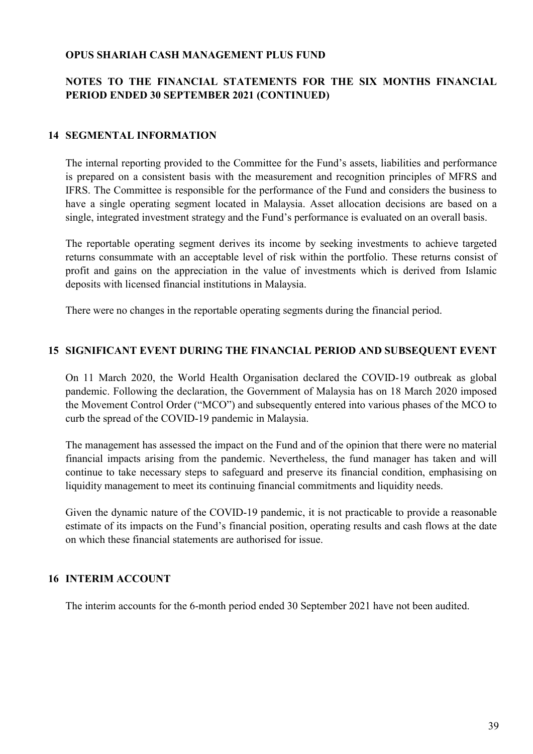**OPUS SHARIAH CASH MANAGEMENT PLUS FUND**

**NOTES TO THE FINANCIAL STATEMENTS FOR THE SIX MONTHS FINANCIAL PERIOD ENDED 30 SEPTEMBER 2021 (CONTINUED)**

## 14 SEGMENTAL INFORMATION

The internal reporting provided to the Committee for the Fund's assets, liabilities and performance is prepared on a consistent basis with the measurement and recognition principles of MFRS and IFRS. The Committee is responsible for the performance of the Fund and considers the business to have a single operating segment located in Malaysia. Asset allocation decisions are based on a single, integrated investment strategy and the Fund's performance is evaluated on an overall basis.

The reportable operating segment derives its income by seeking investments to achieve targeted returns consummate with an acceptable level of risk within the portfolio. These returns consist of profit and gains on the appreciation in the value of investments which is derived from Islamic deposits with licensed financial institutions in Malaysia.

There were no changes in the reportable operating segments during the financial period.

## 15 SIGNIFICANT EVENT DURING THE FINANCIAL PERIOD AND SUBSEQUENT EVENT

On 11 March 2020, the World Health Organisation declared the COVID-19 outbreak as global pandemic. Following the declaration, the Government of Malaysia has on 18 March 2020 imposed the Movement Control Order ("MCO") and subsequently entered into various phases of the MCO to curb the spread of the COVID-19 pandemic in Malaysia.

The management has assessed the impact on the Fund and of the opinion that there were no material financial impacts arising from the pandemic. Nevertheless, the fund manager has taken and will continue to take necessary steps to safeguard and preserve its financial condition, emphasising on liquidity management to meet its continuing financial commitments and liquidity needs.

Given the dynamic nature of the COVID-19 pandemic, it is not practicable to provide a reasonable estimate of its impacts on the Fund's financial position, operating results and cash flows at the date on which these financial statements are authorised for issue.

## 16 INTERIM ACCOUNT

The interim accounts for the 6-month period ended 30 September 2021 have not been audited.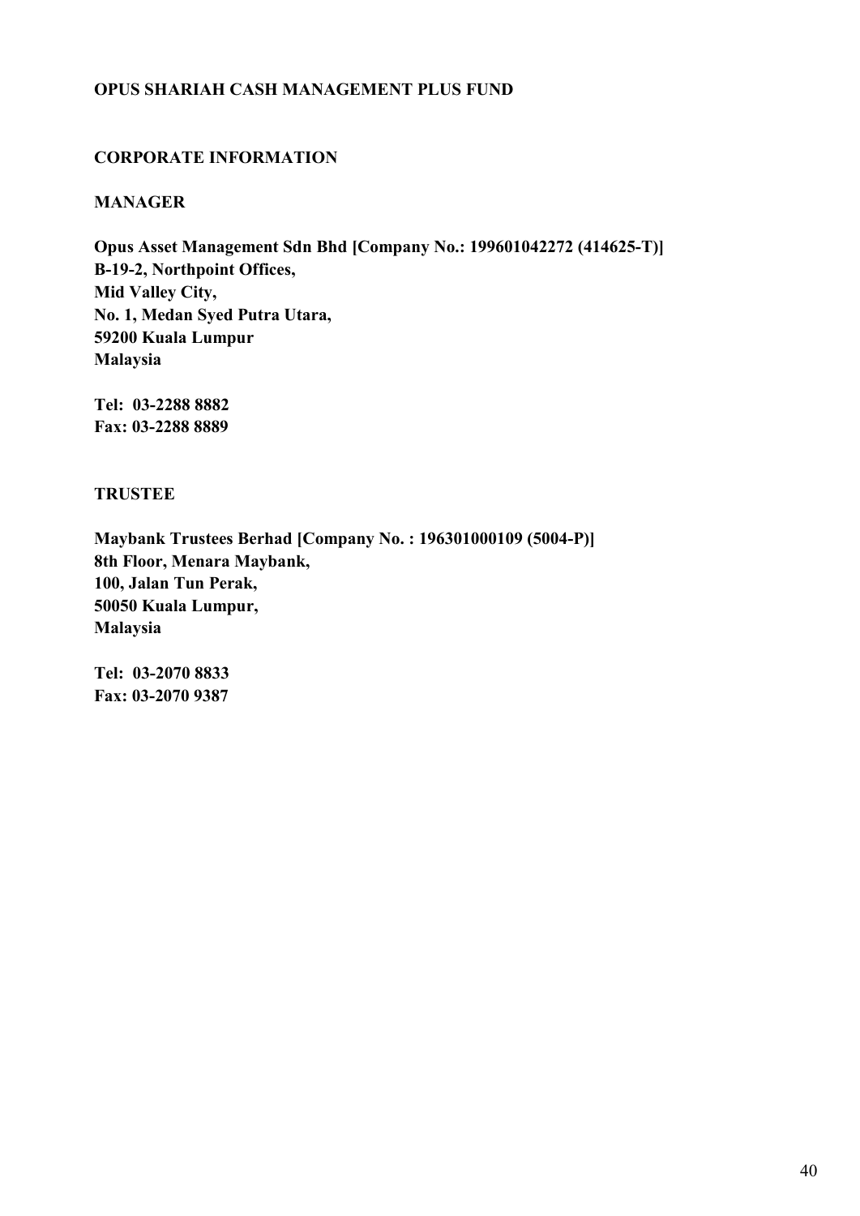**OPUS SHARIAH CASH MANAGEMENT PLUS FUND**

## CORPORATE INFORMATION

### MANAGER

**Opus Asset Management Sdn Bhd [Company No.: 199601042272 (414625-T)]**
**B-19-2, Northpoint Offices,**
**Mid Valley City,**
**No. 1, Medan Syed Putra Utara,**
**59200 Kuala Lumpur**
**Malaysia**

**Tel: 03-2288 8882**
**Fax: 03-2288 8889**

### TRUSTEE

**Maybank Trustees Berhad [Company No. : 196301000109 (5004-P)]**
**8th Floor, Menara Maybank,**
**100, Jalan Tun Perak,**
**50050 Kuala Lumpur,**
**Malaysia**

**Tel: 03-2070 8833**
**Fax: 03-2070 9387**